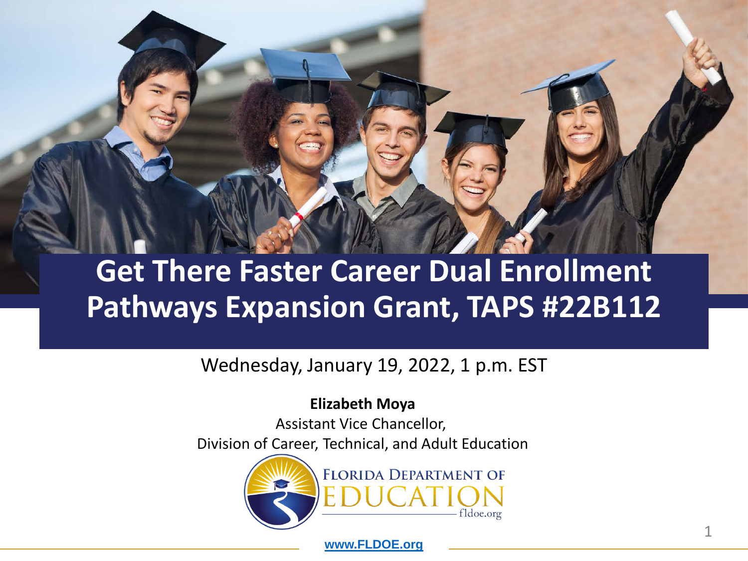# Get There Faster Career Dual Enrollment Pathways Expansion Grant, TAPS #22B112

Wednesday, January 19, 2022, 1 p.m. EST

**Elizabeth Moya**

Assistant Vice Chancellor,

Division of Career, Technical, and Adult Education

FLORIDA DEPARTMENT OF EDUCATION

fldoe.org

www.FLDOE.org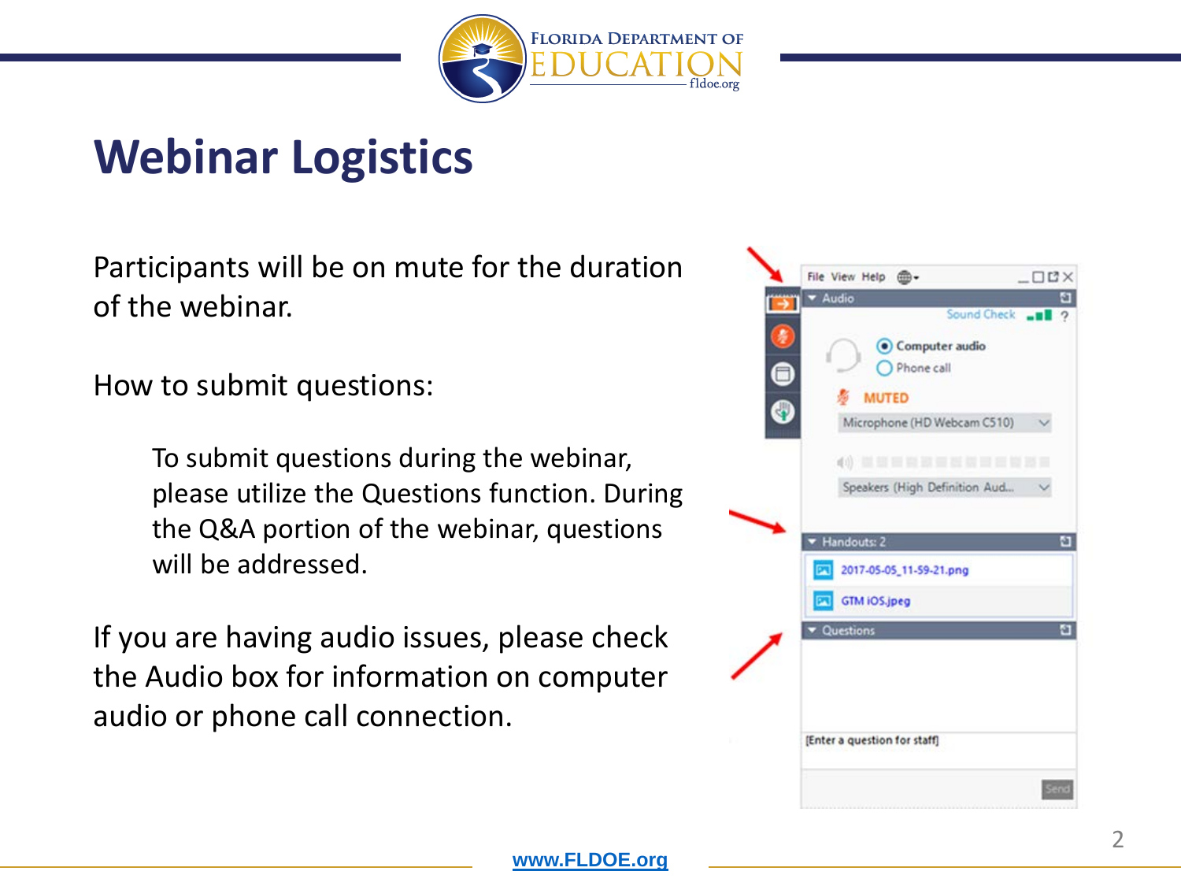# Webinar Logistics

Participants will be on mute for the duration of the webinar.

How to submit questions:

> To submit questions during the webinar, please utilize the Questions function. During the Q&A portion of the webinar, questions will be addressed.

If you are having audio issues, please check the Audio box for information on computer audio or phone call connection.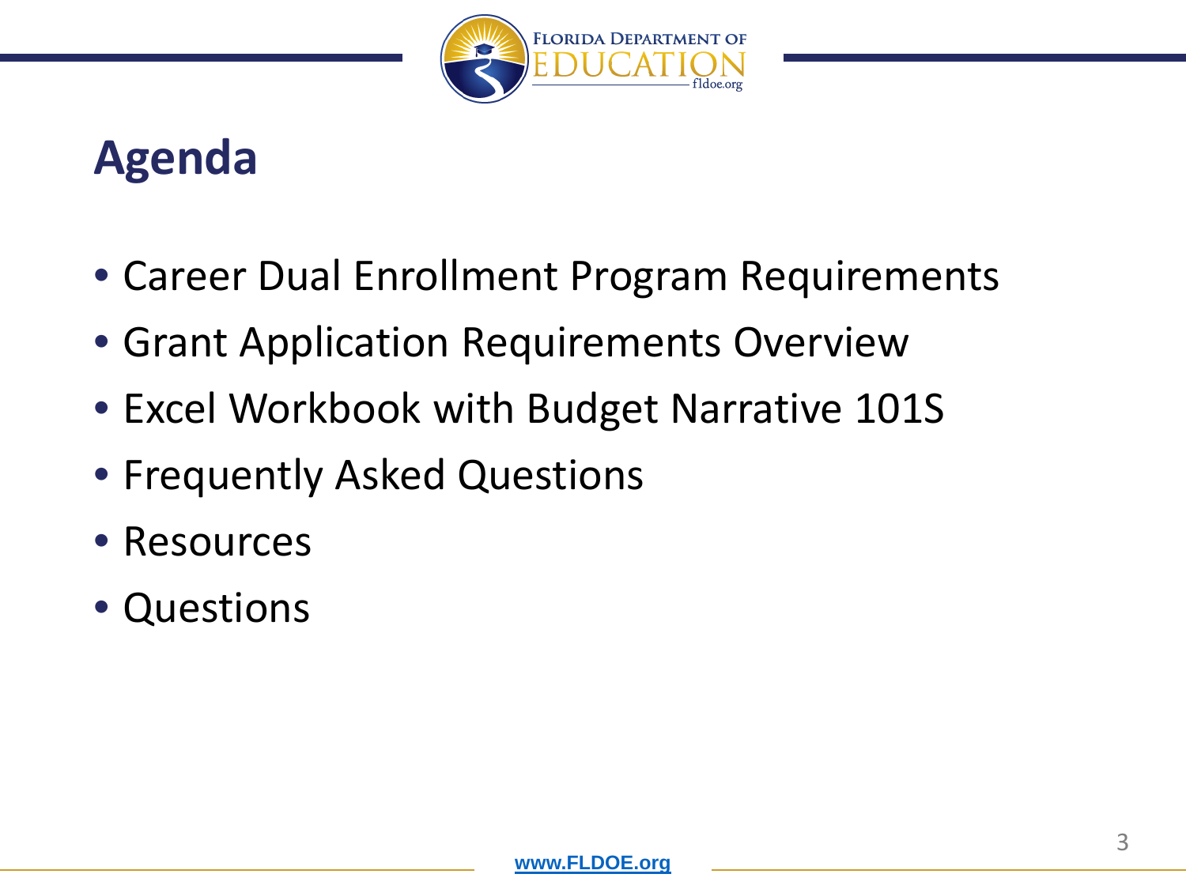# Agenda

- Career Dual Enrollment Program Requirements
- Grant Application Requirements Overview
- Excel Workbook with Budget Narrative 101S
- Frequently Asked Questions
- Resources
- Questions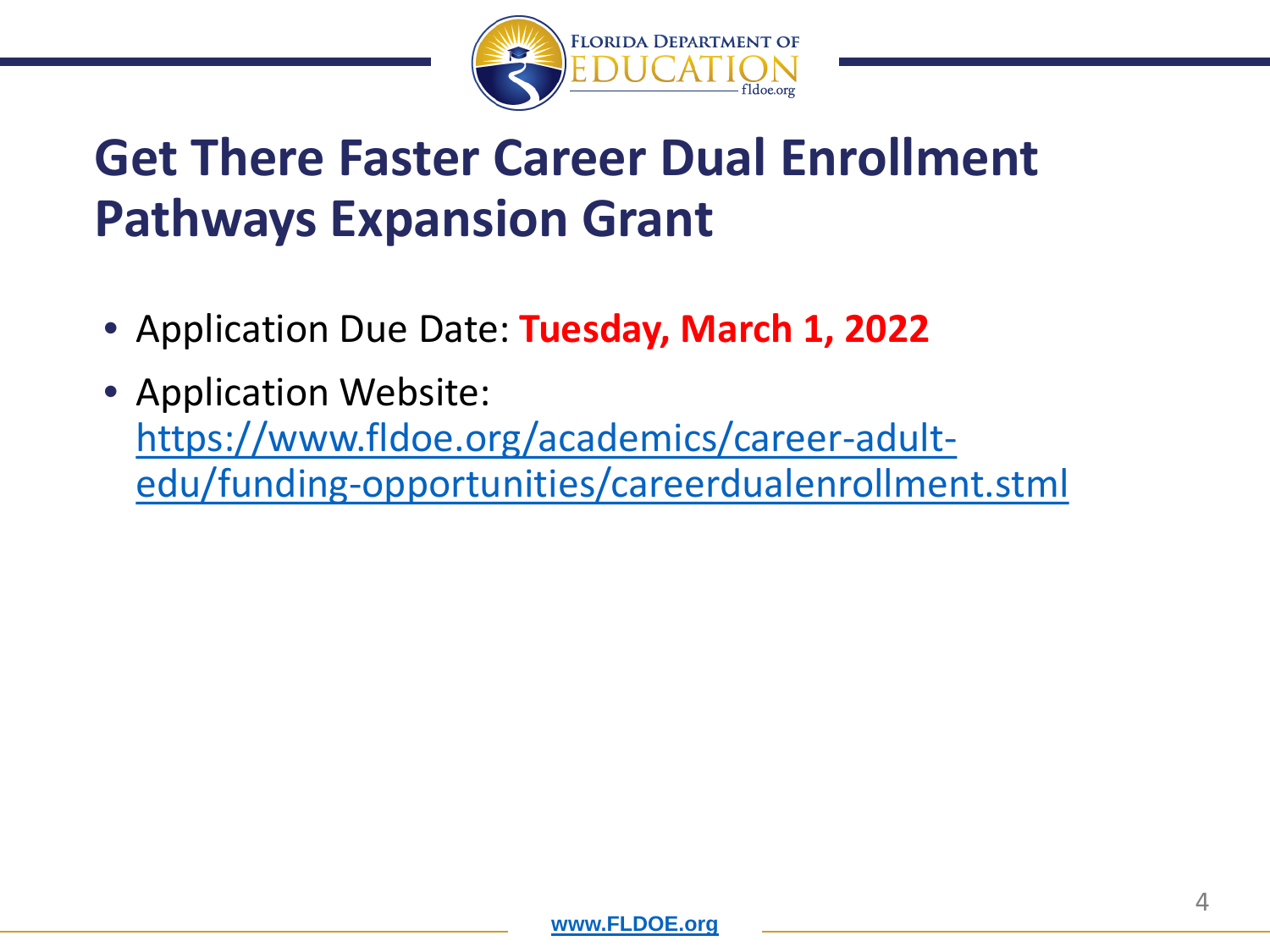# Get There Faster Career Dual Enrollment Pathways Expansion Grant

- Application Due Date: **Tuesday, March 1, 2022**
- Application Website: https://www.fldoe.org/academics/career-adult-edu/funding-opportunities/careerdualenrollment.stml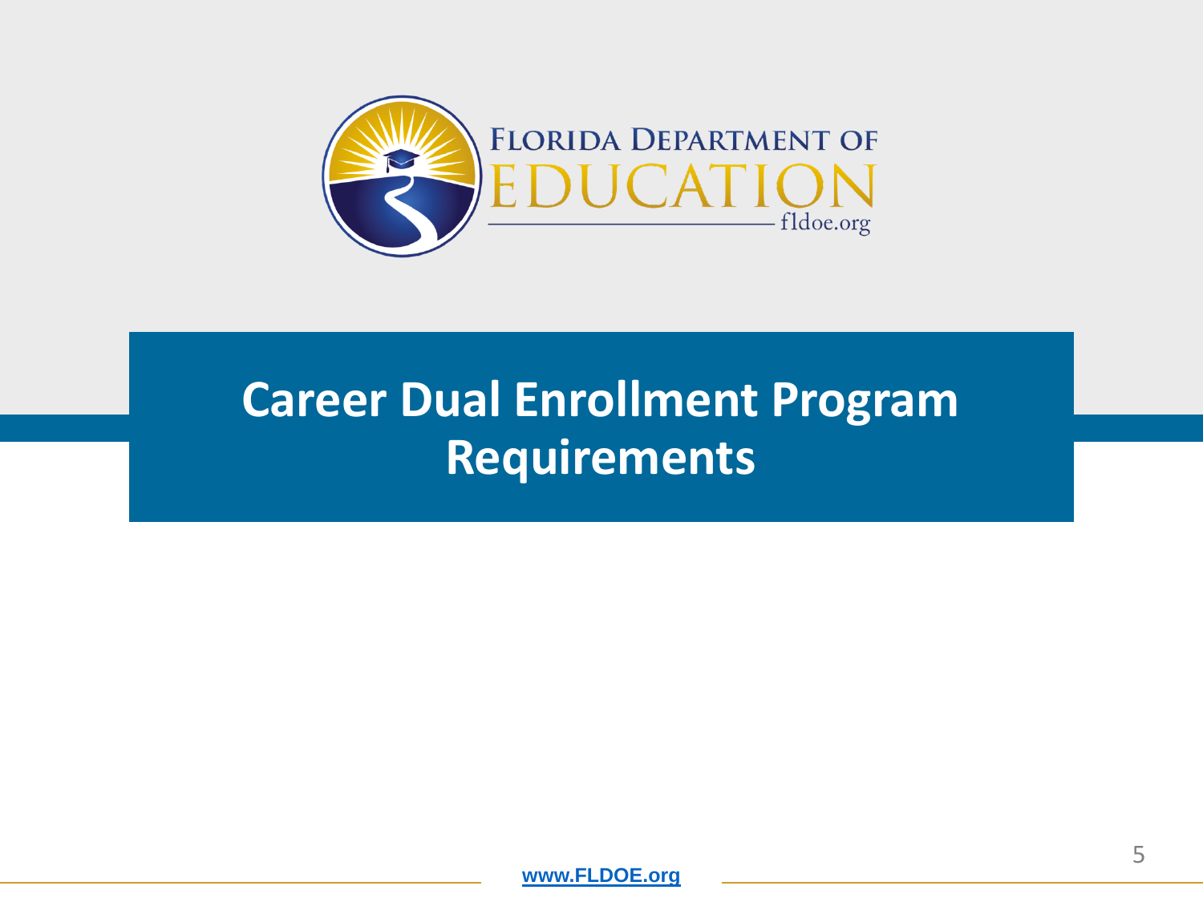# Career Dual Enrollment Program Requirements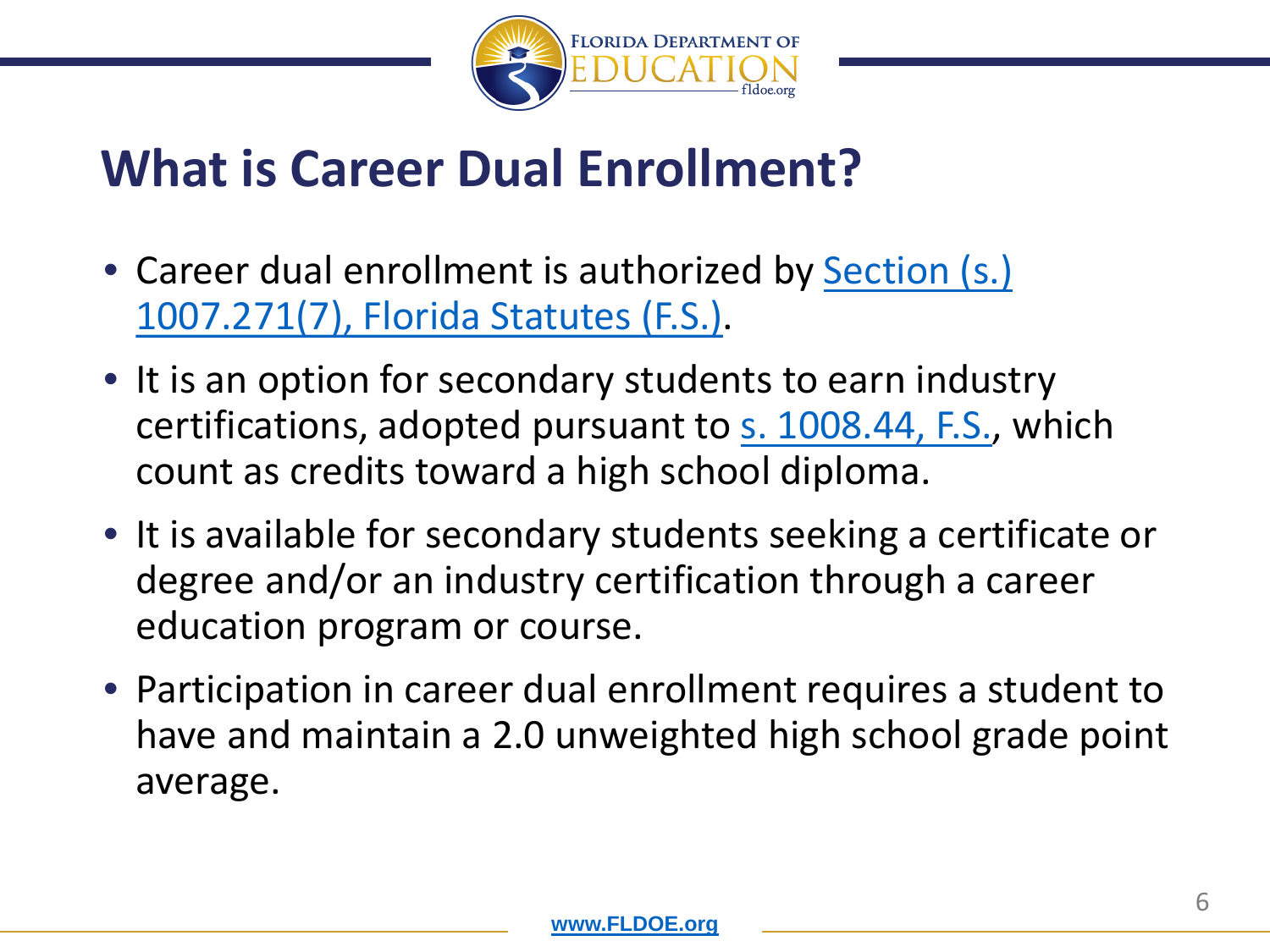# What is Career Dual Enrollment?

- Career dual enrollment is authorized by Section (s.) 1007.271(7), Florida Statutes (F.S.).
- It is an option for secondary students to earn industry certifications, adopted pursuant to s. 1008.44, F.S., which count as credits toward a high school diploma.
- It is available for secondary students seeking a certificate or degree and/or an industry certification through a career education program or course.
- Participation in career dual enrollment requires a student to have and maintain a 2.0 unweighted high school grade point average.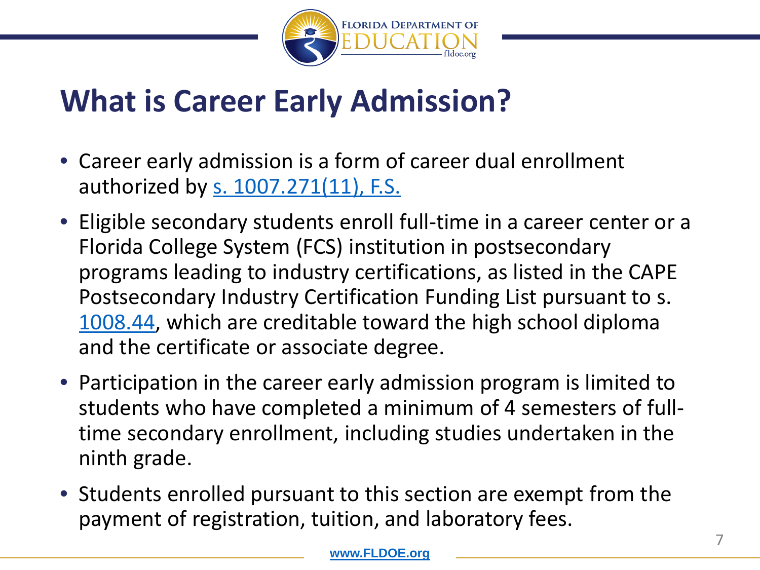# What is Career Early Admission?

- Career early admission is a form of career dual enrollment authorized by s. 1007.271(11), F.S.
- Eligible secondary students enroll full-time in a career center or a Florida College System (FCS) institution in postsecondary programs leading to industry certifications, as listed in the CAPE Postsecondary Industry Certification Funding List pursuant to s. 1008.44, which are creditable toward the high school diploma and the certificate or associate degree.
- Participation in the career early admission program is limited to students who have completed a minimum of 4 semesters of full-time secondary enrollment, including studies undertaken in the ninth grade.
- Students enrolled pursuant to this section are exempt from the payment of registration, tuition, and laboratory fees.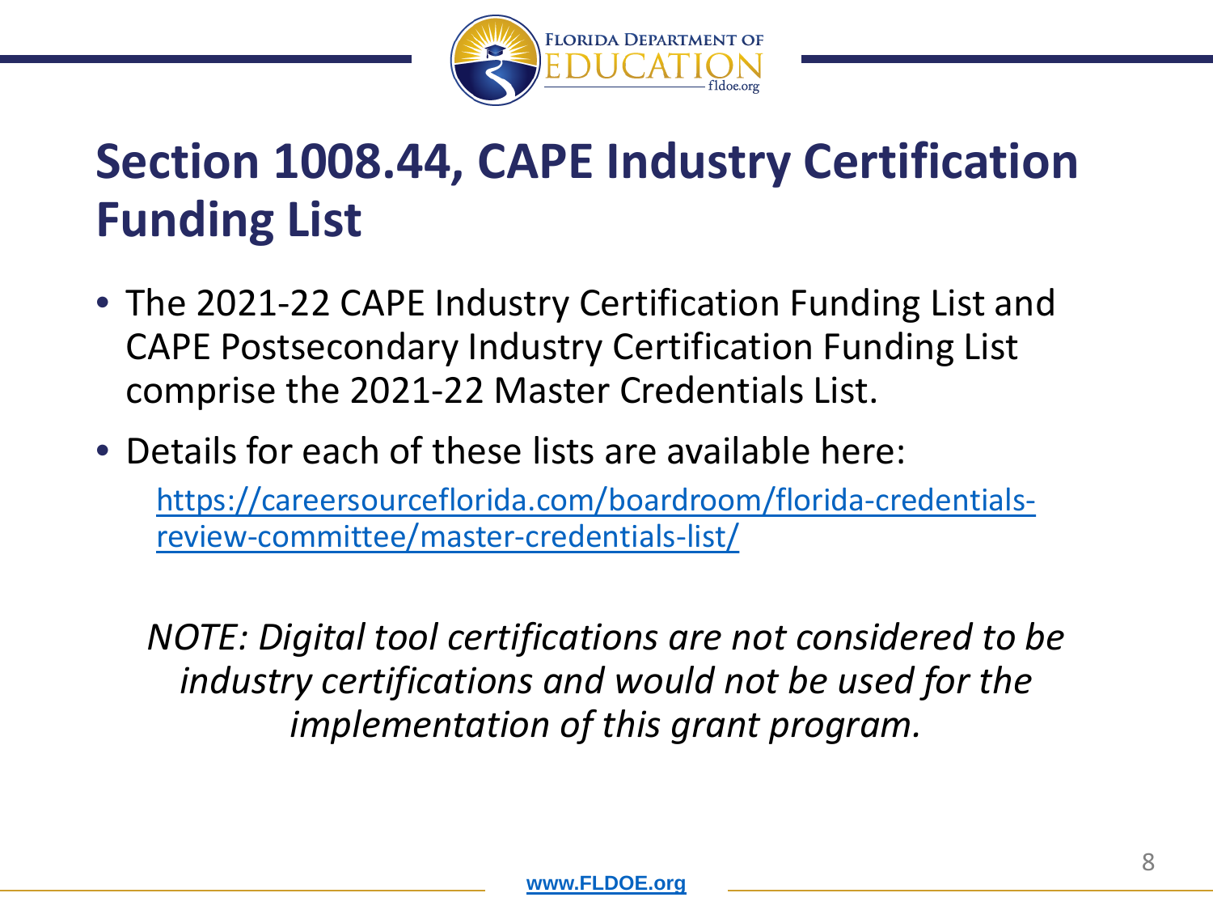# Section 1008.44, CAPE Industry Certification Funding List

- The 2021-22 CAPE Industry Certification Funding List and CAPE Postsecondary Industry Certification Funding List comprise the 2021-22 Master Credentials List.
- Details for each of these lists are available here:
  https://careersourceflorida.com/boardroom/florida-credentials-review-committee/master-credentials-list/

*NOTE: Digital tool certifications are not considered to be industry certifications and would not be used for the implementation of this grant program.*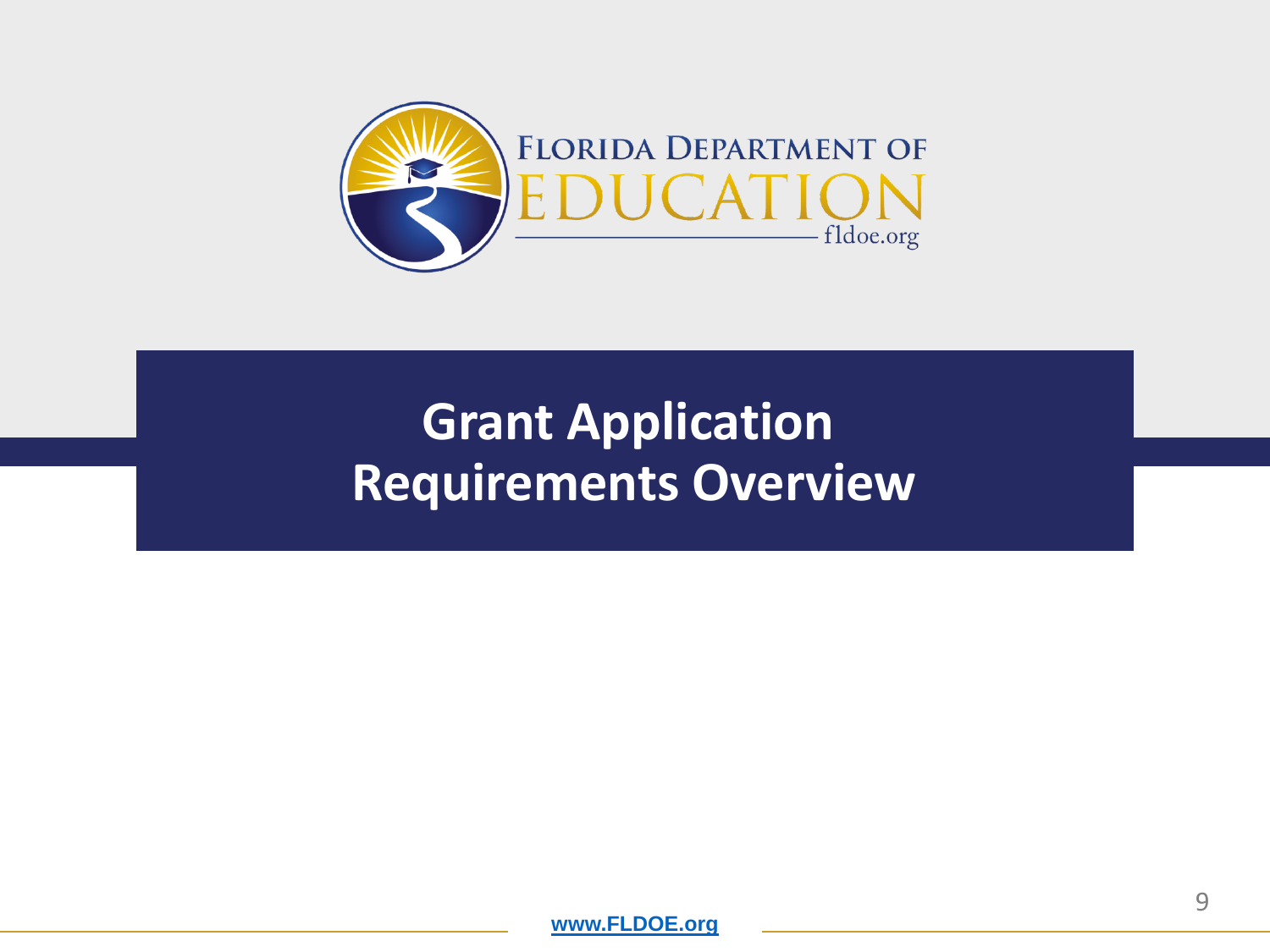# Grant Application Requirements Overview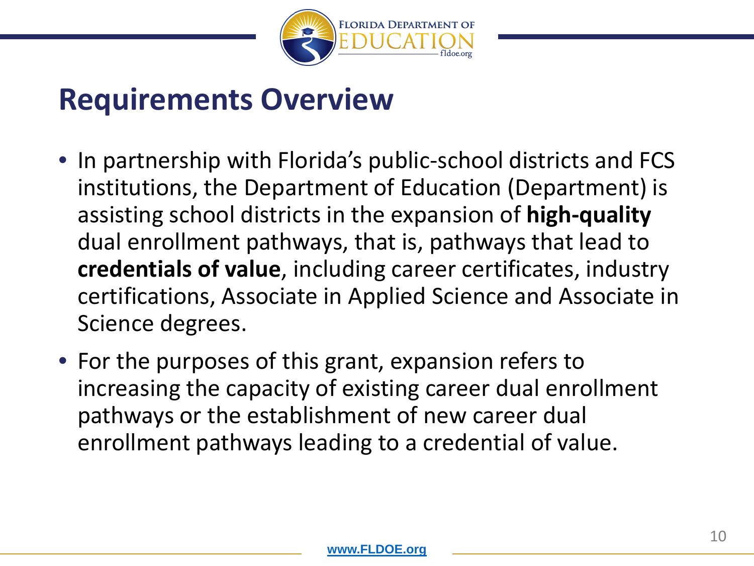# Requirements Overview

- In partnership with Florida's public-school districts and FCS institutions, the Department of Education (Department) is assisting school districts in the expansion of **high-quality** dual enrollment pathways, that is, pathways that lead to **credentials of value**, including career certificates, industry certifications, Associate in Applied Science and Associate in Science degrees.
- For the purposes of this grant, expansion refers to increasing the capacity of existing career dual enrollment pathways or the establishment of new career dual enrollment pathways leading to a credential of value.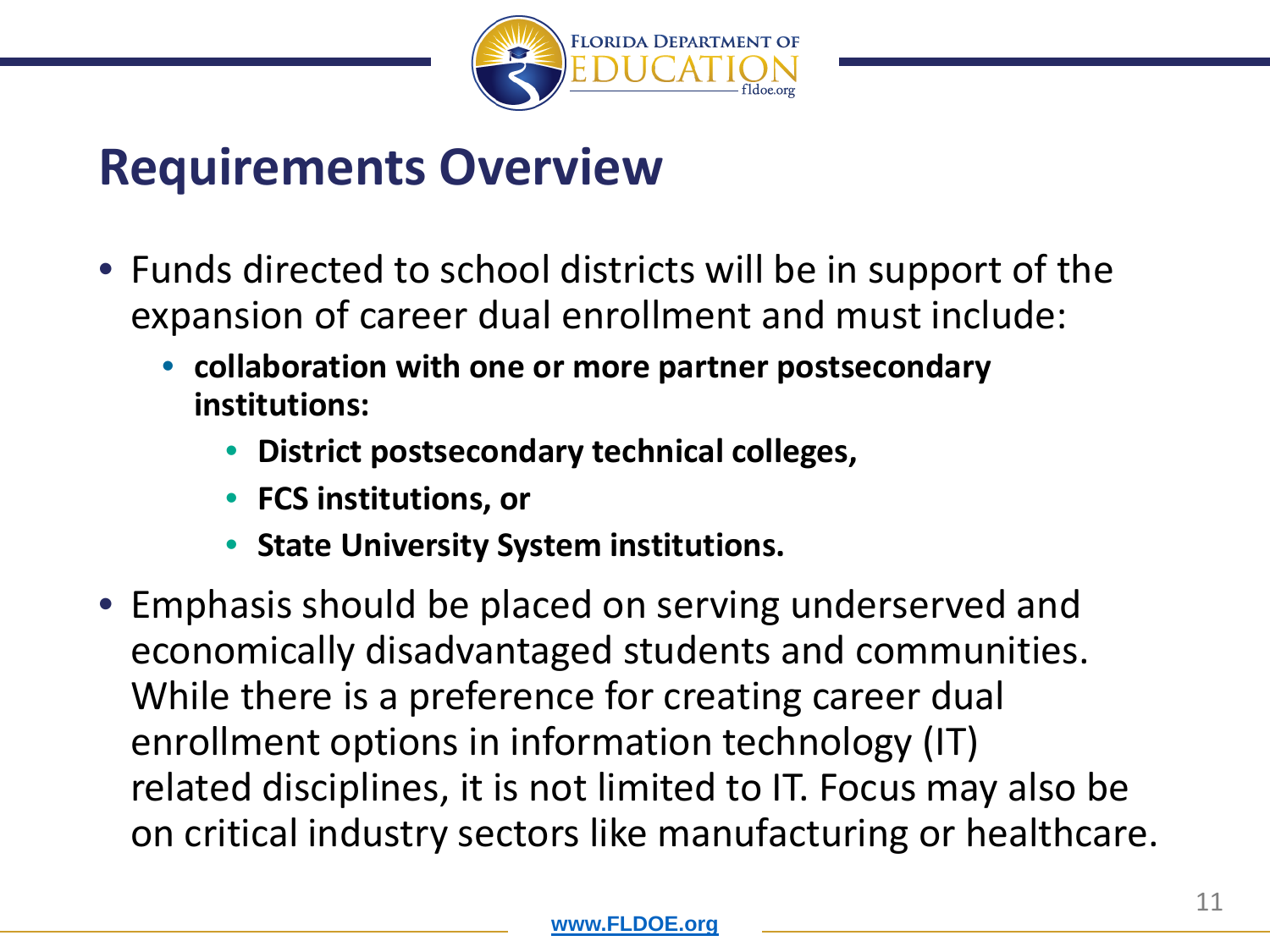# Requirements Overview

- Funds directed to school districts will be in support of the expansion of career dual enrollment and must include:
  - **collaboration with one or more partner postsecondary institutions:**
    - **District postsecondary technical colleges,**
    - **FCS institutions, or**
    - **State University System institutions.**
- Emphasis should be placed on serving underserved and economically disadvantaged students and communities. While there is a preference for creating career dual enrollment options in information technology (IT) related disciplines, it is not limited to IT. Focus may also be on critical industry sectors like manufacturing or healthcare.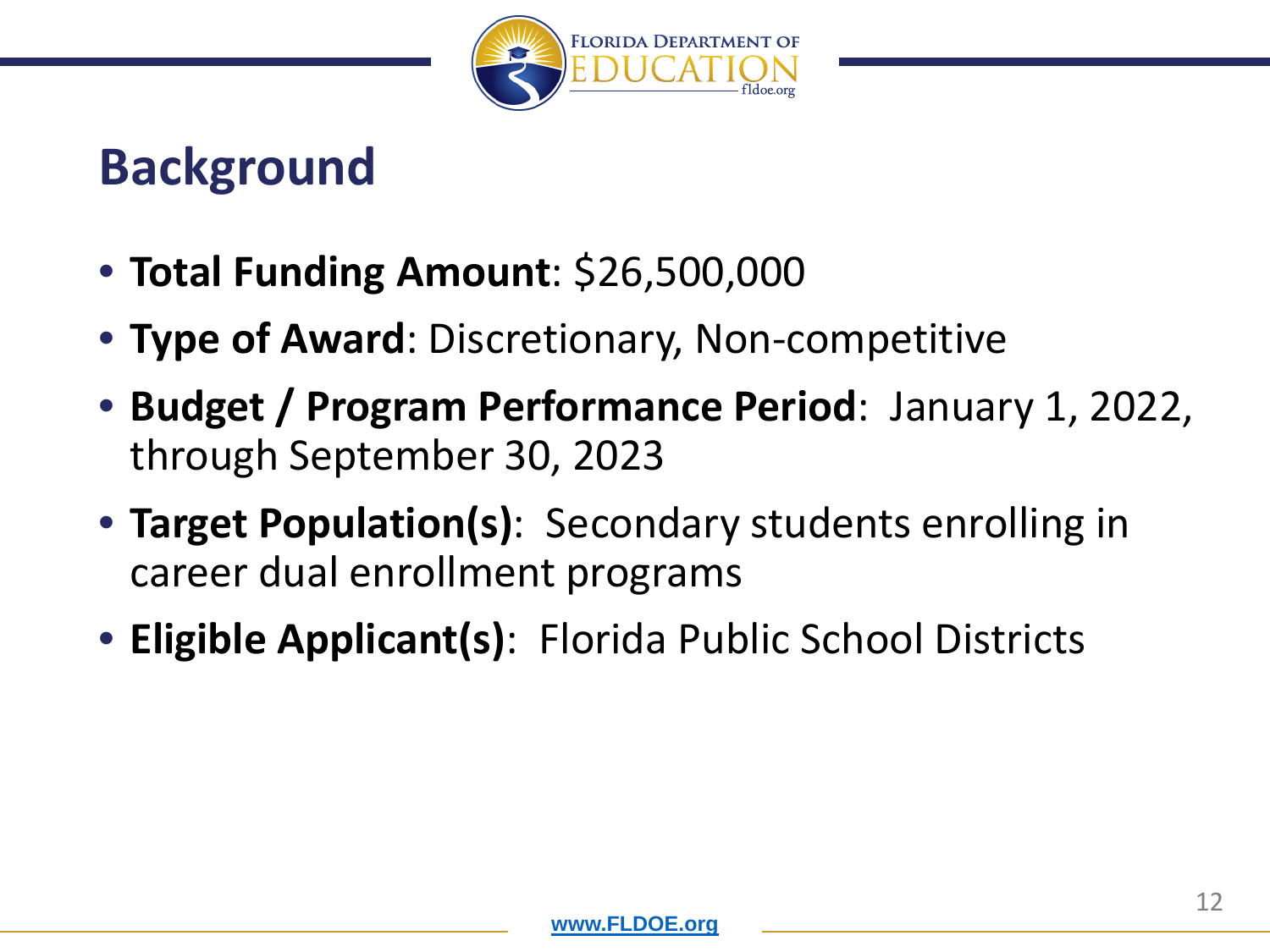# Background

- **Total Funding Amount**: $26,500,000
- **Type of Award**: Discretionary, Non-competitive
- **Budget / Program Performance Period**: January 1, 2022, through September 30, 2023
- **Target Population(s)**: Secondary students enrolling in career dual enrollment programs
- **Eligible Applicant(s)**: Florida Public School Districts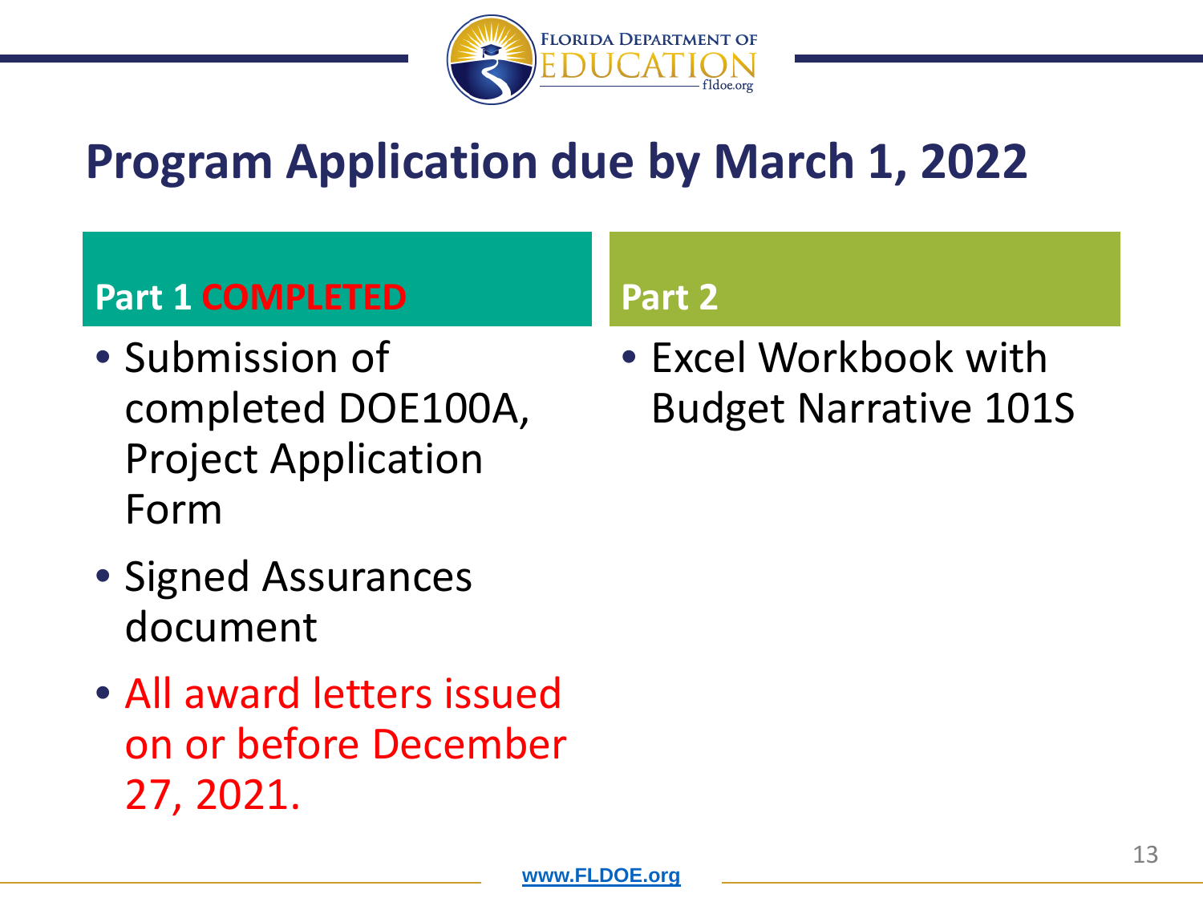# Program Application due by March 1, 2022

## Part 1 COMPLETED

- Submission of completed DOE100A, Project Application Form
- Signed Assurances document
- All award letters issued on or before December 27, 2021.

## Part 2

- Excel Workbook with Budget Narrative 101S

www.FLDOE.org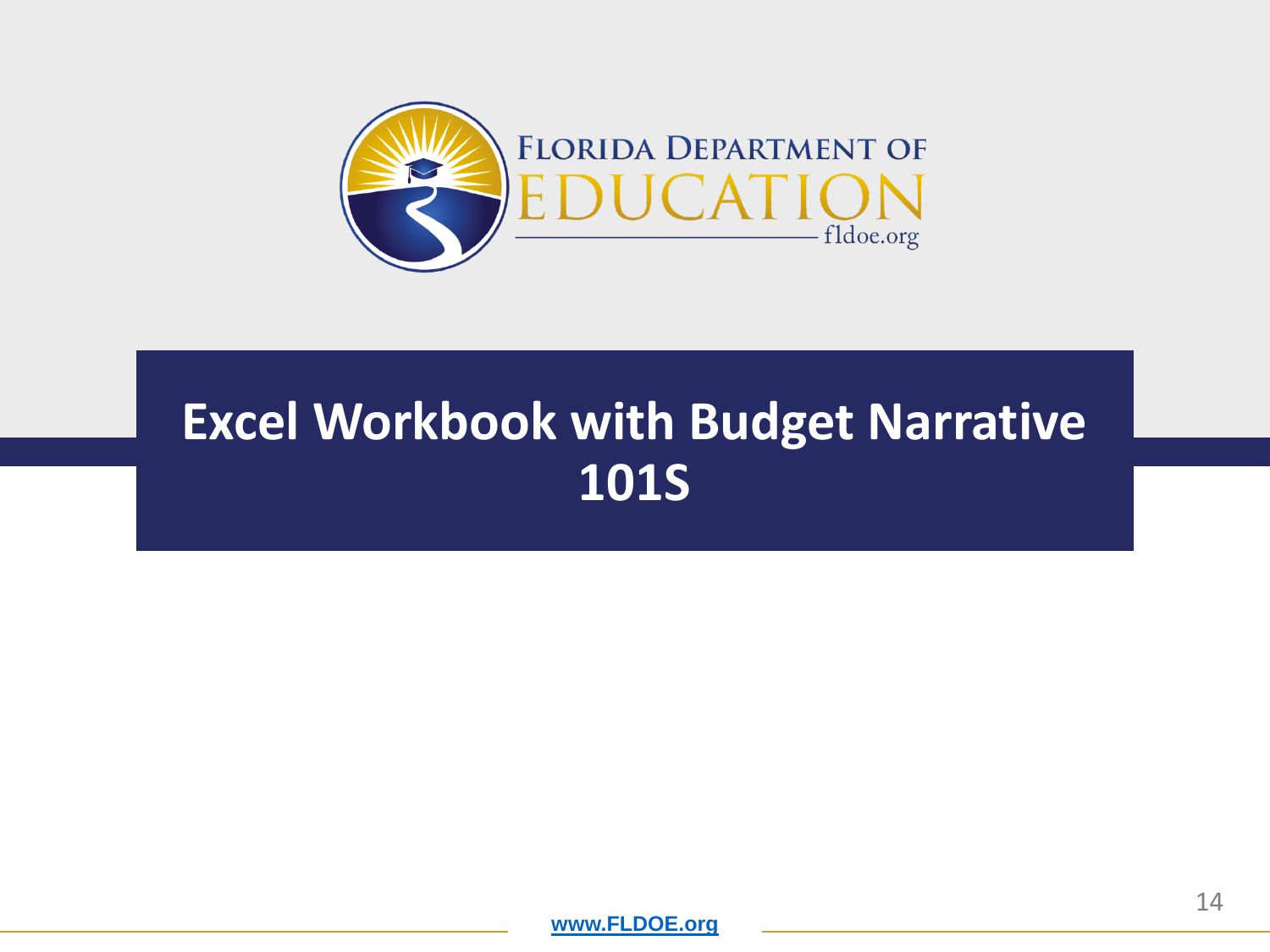# Excel Workbook with Budget Narrative 101S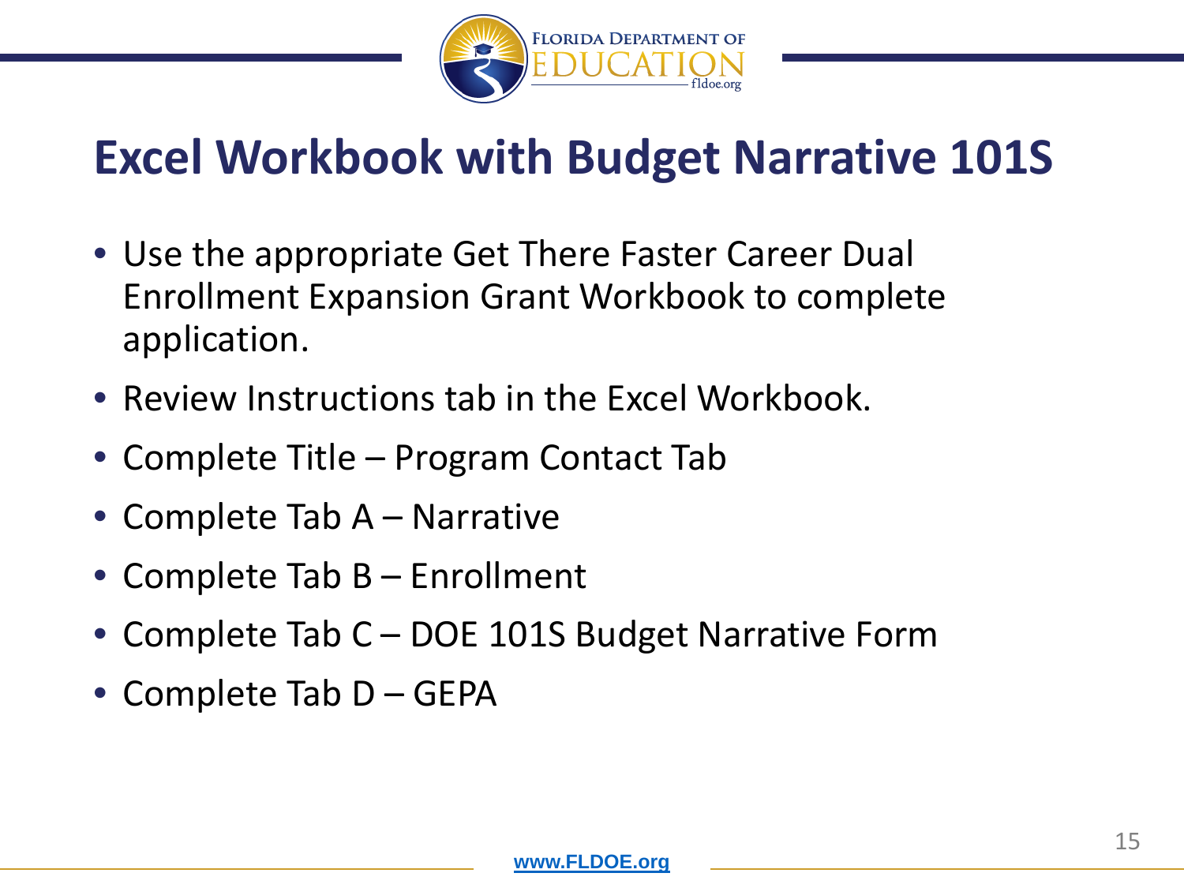# Excel Workbook with Budget Narrative 101S

- Use the appropriate Get There Faster Career Dual Enrollment Expansion Grant Workbook to complete application.
- Review Instructions tab in the Excel Workbook.
- Complete Title – Program Contact Tab
- Complete Tab A – Narrative
- Complete Tab B – Enrollment
- Complete Tab C – DOE 101S Budget Narrative Form
- Complete Tab D – GEPA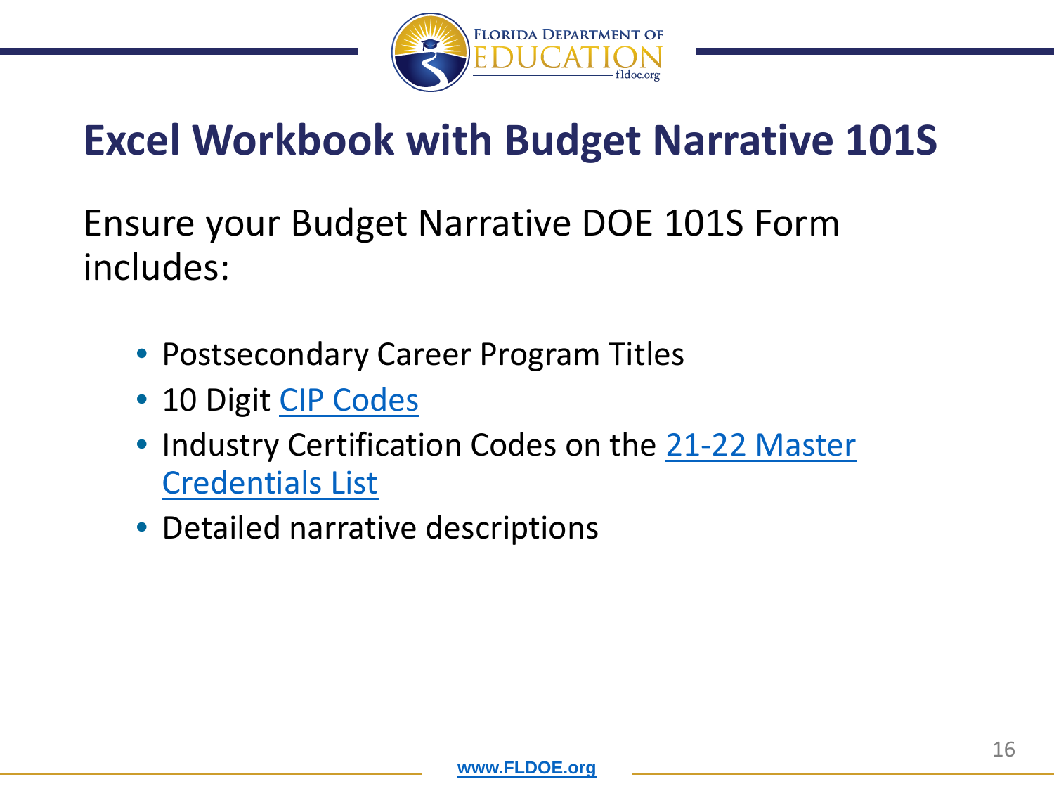# Excel Workbook with Budget Narrative 101S

Ensure your Budget Narrative DOE 101S Form includes:

- Postsecondary Career Program Titles
- 10 Digit CIP Codes
- Industry Certification Codes on the 21-22 Master Credentials List
- Detailed narrative descriptions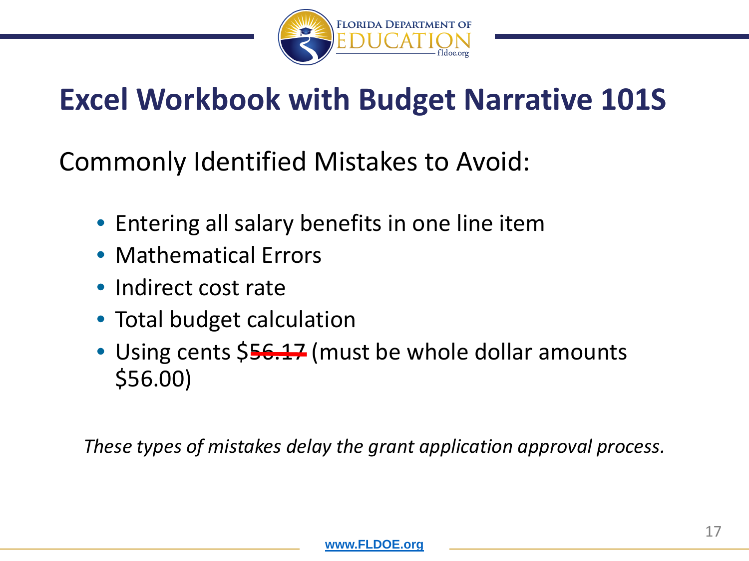# Excel Workbook with Budget Narrative 101S

Commonly Identified Mistakes to Avoid:

- Entering all salary benefits in one line item
- Mathematical Errors
- Indirect cost rate
- Total budget calculation
- Using cents $~~56.17~~ (must be whole dollar amounts $56.00)

*These types of mistakes delay the grant application approval process.*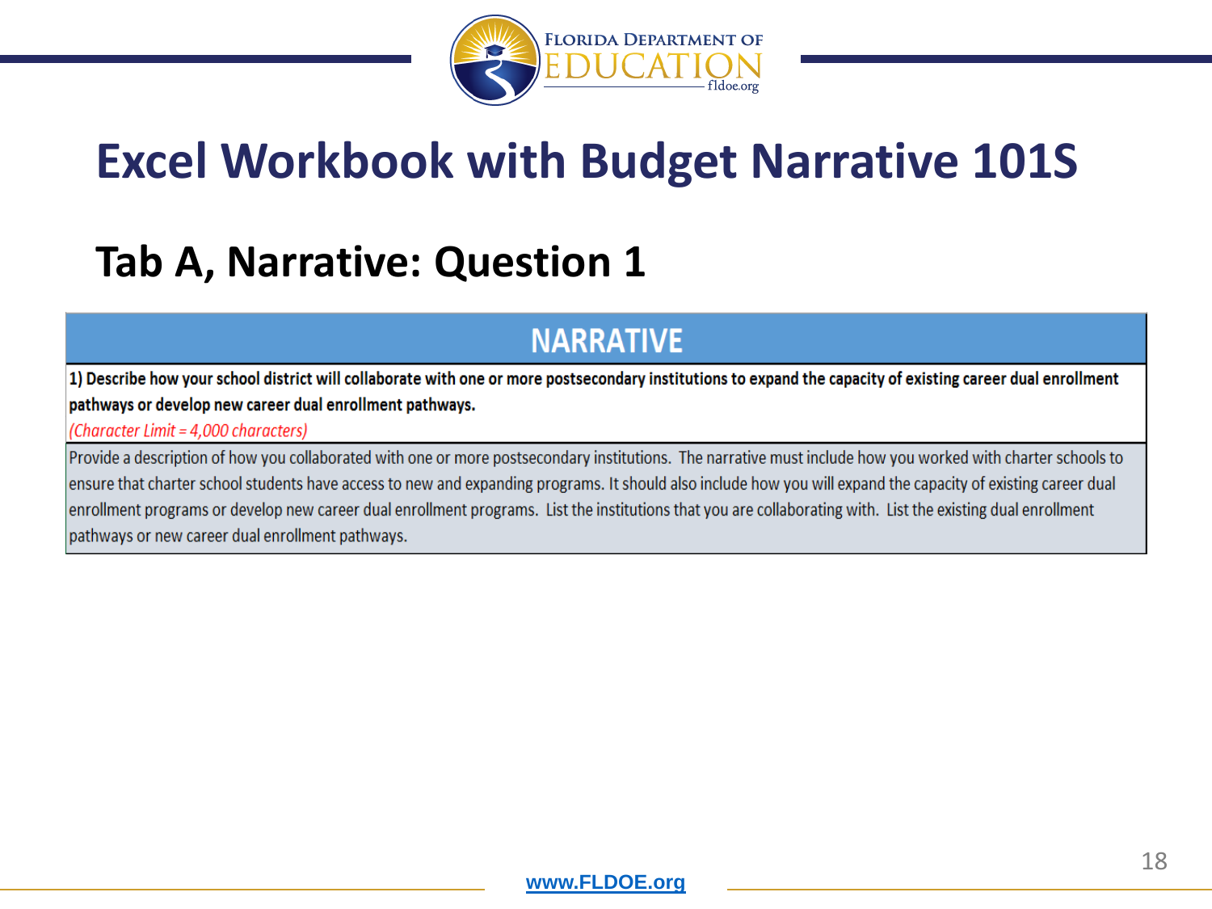# Excel Workbook with Budget Narrative 101S

## Tab A, Narrative: Question 1

| NARRATIVE |
| --- |
| **1) Describe how your school district will collaborate with one or more postsecondary institutions to expand the capacity of existing career dual enrollment pathways or develop new career dual enrollment pathways.**<br>*(Character Limit = 4,000 characters)* |
| Provide a description of how you collaborated with one or more postsecondary institutions. The narrative must include how you worked with charter schools to ensure that charter school students have access to new and expanding programs. It should also include how you will expand the capacity of existing career dual enrollment programs or develop new career dual enrollment programs. List the institutions that you are collaborating with. List the existing dual enrollment pathways or new career dual enrollment pathways. |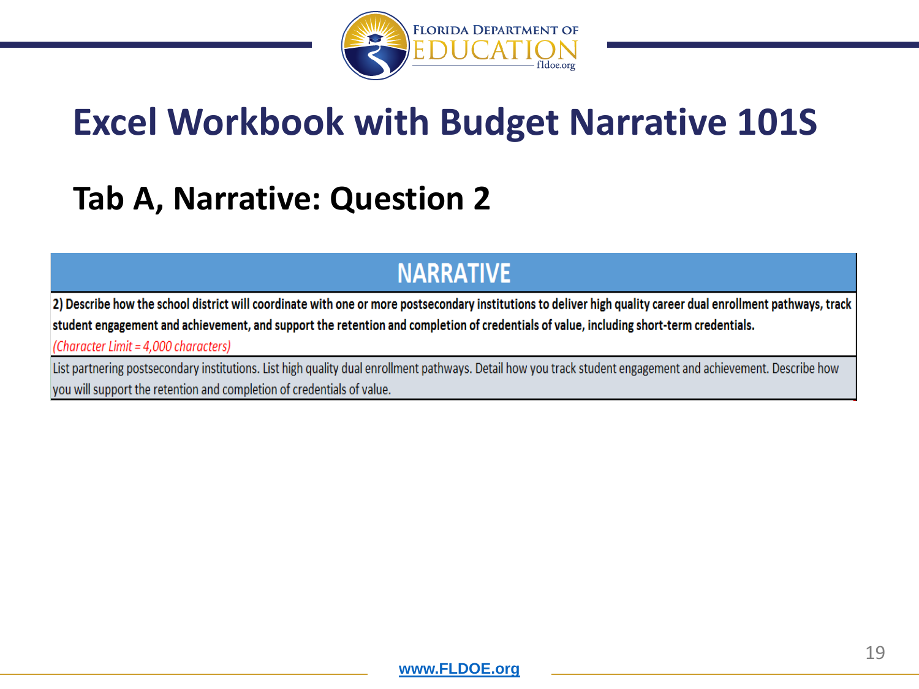# Excel Workbook with Budget Narrative 101S

## Tab A, Narrative: Question 2

| NARRATIVE |
| --- |
| **2) Describe how the school district will coordinate with one or more postsecondary institutions to deliver high quality career dual enrollment pathways, track student engagement and achievement, and support the retention and completion of credentials of value, including short-term credentials.** *(Character Limit = 4,000 characters)* |
| List partnering postsecondary institutions. List high quality dual enrollment pathways. Detail how you track student engagement and achievement. Describe how you will support the retention and completion of credentials of value. |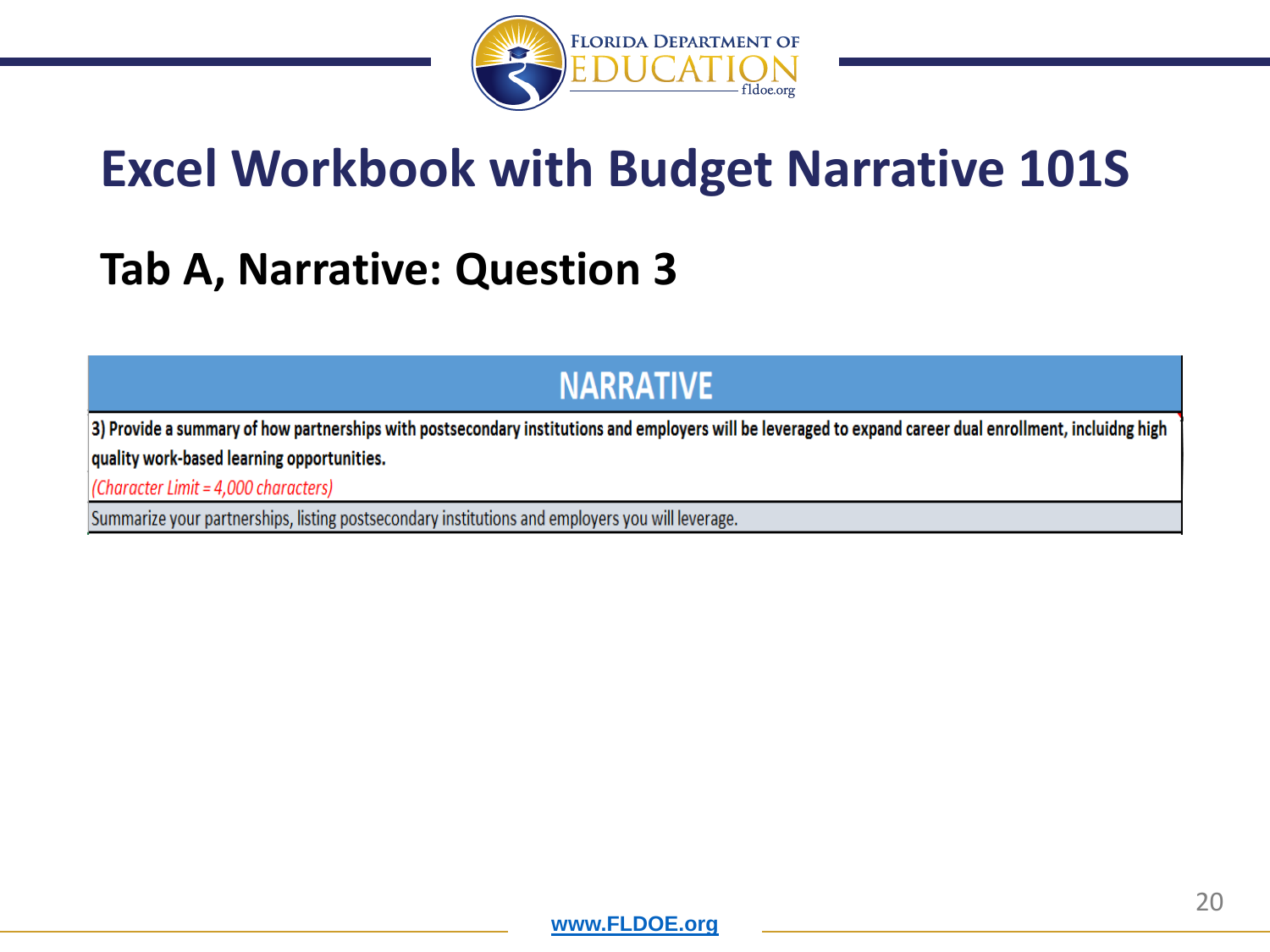# Excel Workbook with Budget Narrative 101S

## Tab A, Narrative: Question 3

| NARRATIVE |
|---|
| **3) Provide a summary of how partnerships with postsecondary institutions and employers will be leveraged to expand career dual enrollment, incluidng high quality work-based learning opportunities.** *(Character Limit = 4,000 characters)* |
| Summarize your partnerships, listing postsecondary institutions and employers you will leverage. |

www.FLDOE.org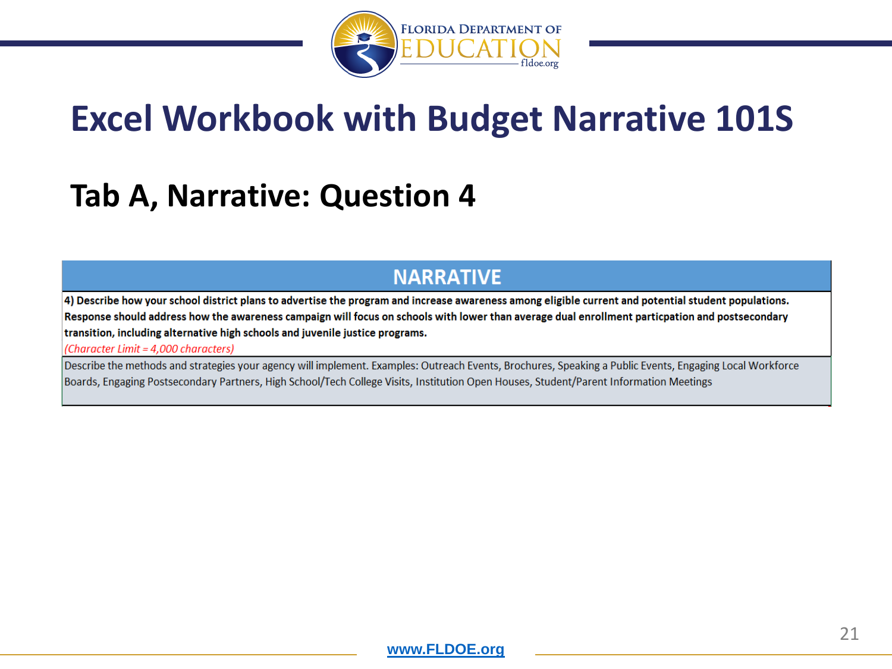# Excel Workbook with Budget Narrative 101S

## Tab A, Narrative: Question 4

| NARRATIVE |
|---|
| **4) Describe how your school district plans to advertise the program and increase awareness among eligible current and potential student populations. Response should address how the awareness campaign will focus on schools with lower than average dual enrollment particpation and postsecondary transition, including alternative high schools and juvenile justice programs.** *(Character Limit = 4,000 characters)* |
| Describe the methods and strategies your agency will implement. Examples: Outreach Events, Brochures, Speaking a Public Events, Engaging Local Workforce Boards, Engaging Postsecondary Partners, High School/Tech College Visits, Institution Open Houses, Student/Parent Information Meetings |

www.FLDOE.org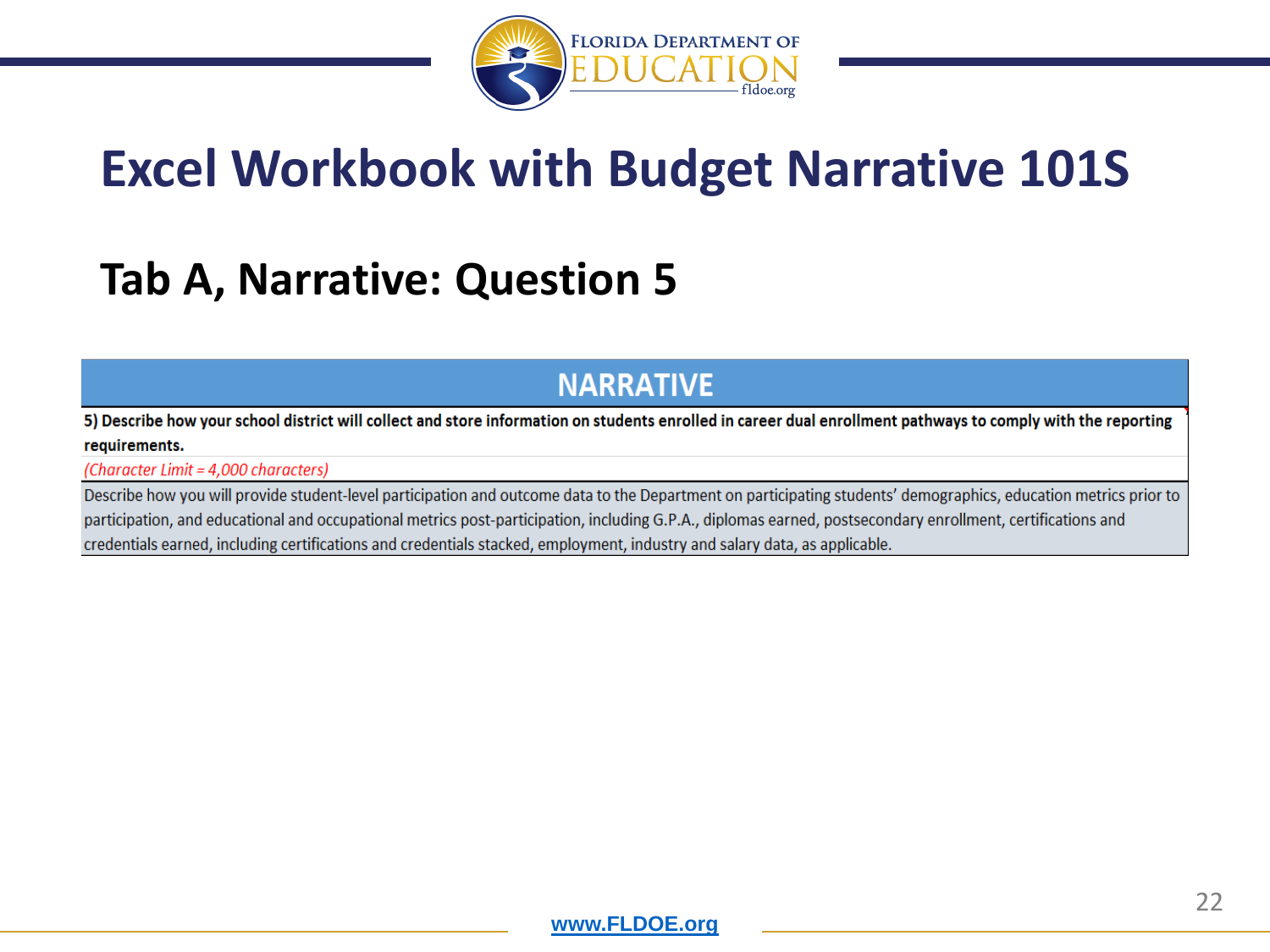# Excel Workbook with Budget Narrative 101S

## Tab A, Narrative: Question 5

| NARRATIVE |
|---|
| **5) Describe how your school district will collect and store information on students enrolled in career dual enrollment pathways to comply with the reporting requirements.** |
| *(Character Limit = 4,000 characters)* |
| Describe how you will provide student-level participation and outcome data to the Department on participating students' demographics, education metrics prior to participation, and educational and occupational metrics post-participation, including G.P.A., diplomas earned, postsecondary enrollment, certifications and credentials earned, including certifications and credentials stacked, employment, industry and salary data, as applicable. |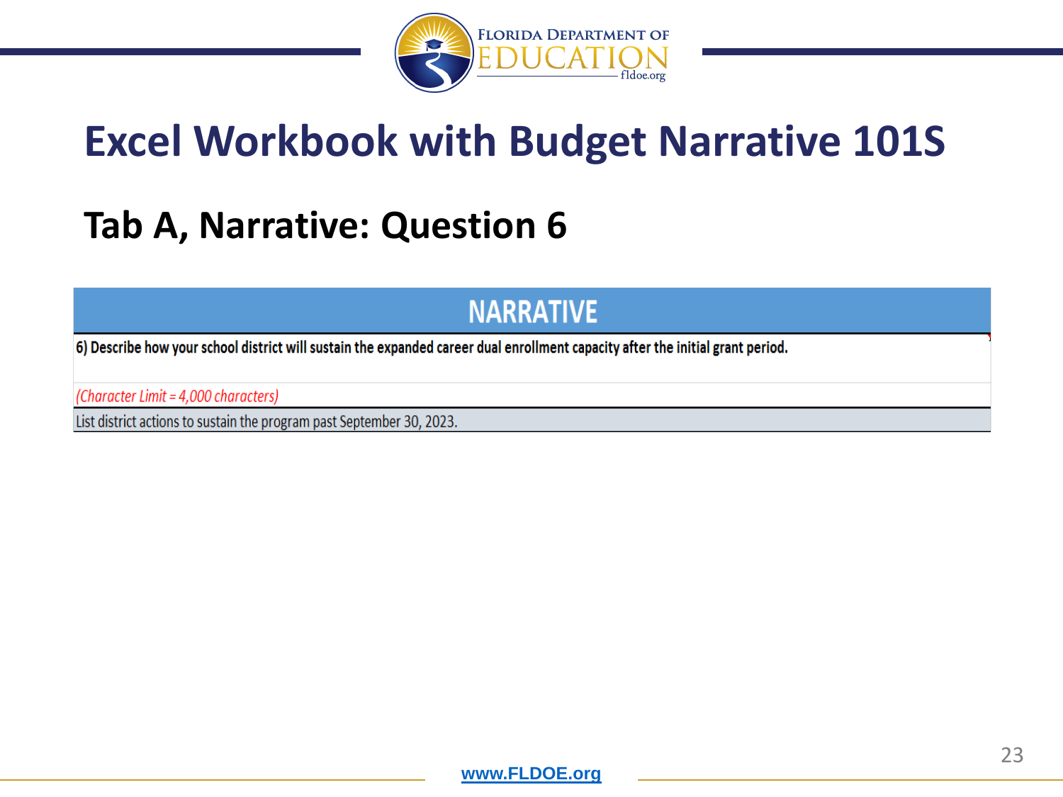# Excel Workbook with Budget Narrative 101S

## Tab A, Narrative: Question 6

| NARRATIVE |
| --- |
| **6) Describe how your school district will sustain the expanded career dual enrollment capacity after the initial grant period.** |
| *(Character Limit = 4,000 characters)* |
| List district actions to sustain the program past September 30, 2023. |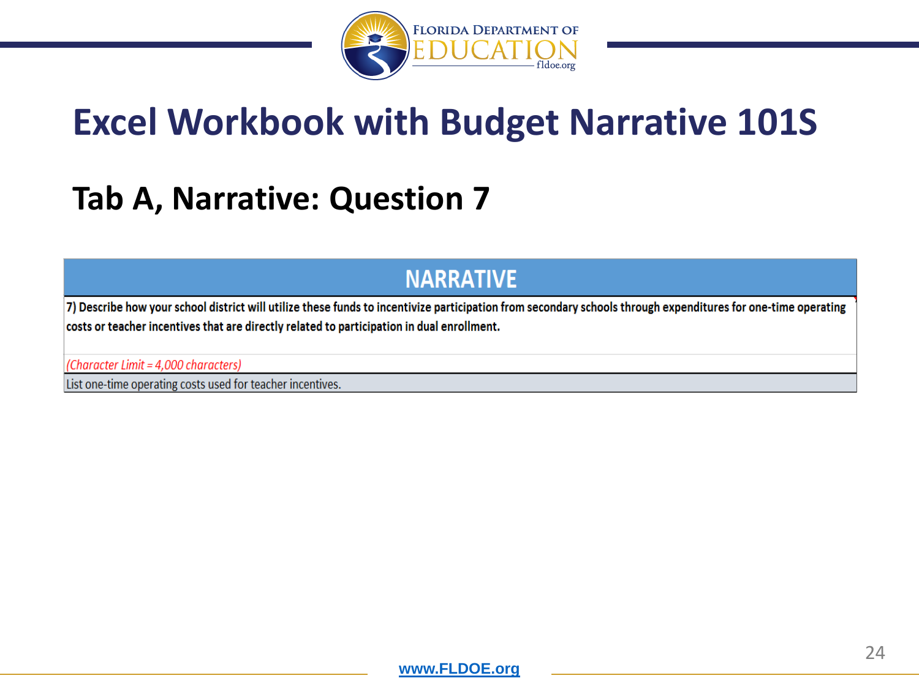# Excel Workbook with Budget Narrative 101S

## Tab A, Narrative: Question 7

| NARRATIVE |
|---|
| **7) Describe how your school district will utilize these funds to incentivize participation from secondary schools through expenditures for one-time operating costs or teacher incentives that are directly related to participation in dual enrollment.** |
| *(Character Limit = 4,000 characters)* |
| List one-time operating costs used for teacher incentives. |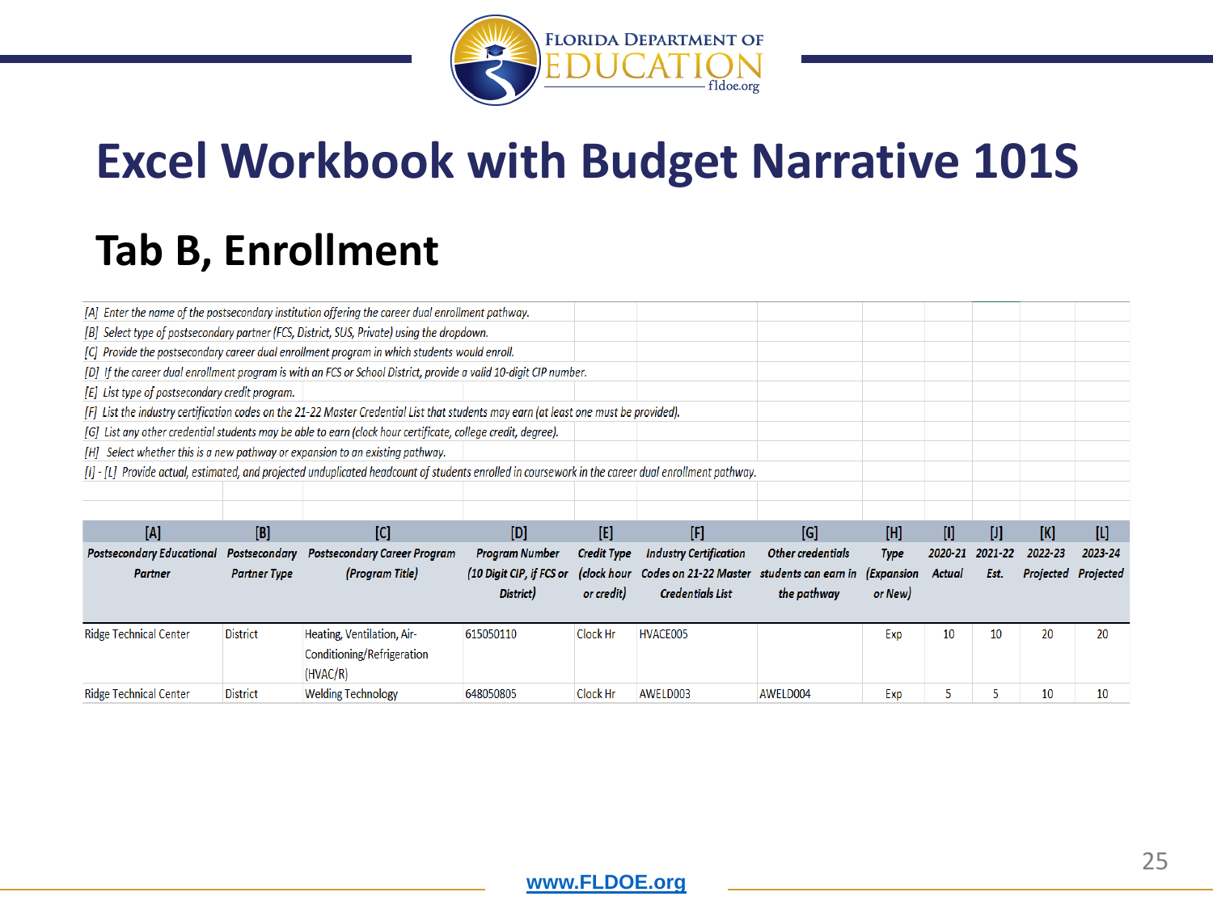# Excel Workbook with Budget Narrative 101S

## Tab B, Enrollment

*[A] Enter the name of the postsecondary institution offering the career dual enrollment pathway.*

*[B] Select type of postsecondary partner (FCS, District, SUS, Private) using the dropdown.*

*[C] Provide the postsecondary career dual enrollment program in which students would enroll.*

*[D] If the career dual enrollment program is with an FCS or School District, provide a valid 10-digit CIP number.*

*[E] List type of postsecondary credit program.*

*[F] List the industry certification codes on the 21-22 Master Credential List that students may earn (at least one must be provided).*

*[G] List any other credential students may be able to earn (clock hour certificate, college credit, degree).*

*[H] Select whether this is a new pathway or expansion to an existing pathway.*

*[I] - [L] Provide actual, estimated, and projected unduplicated headcount of students enrolled in coursework in the career dual enrollment pathway.*

| [A] Postsecondary Educational Partner | [B] Postsecondary Partner Type | [C] Postsecondary Career Program (Program Title) | [D] Program Number (10 Digit CIP, if FCS or District) | [E] Credit Type (clock hour or credit) | [F] Industry Certification Codes on 21-22 Master Credentials List | [G] Other credentials students can earn in the pathway | [H] Type (Expansion or New) | [I] 2020-21 Actual | [J] 2021-22 Est. | [K] 2022-23 Projected | [L] 2023-24 Projected |
|---|---|---|---|---|---|---|---|---|---|---|---|
| Ridge Technical Center | District | Heating, Ventilation, Air-Conditioning/Refrigeration (HVAC/R) | 615050110 | Clock Hr | HVACE005 | | Exp | 10 | 10 | 20 | 20 |
| Ridge Technical Center | District | Welding Technology | 648050805 | Clock Hr | AWELD003 | AWELD004 | Exp | 5 | 5 | 10 | 10 |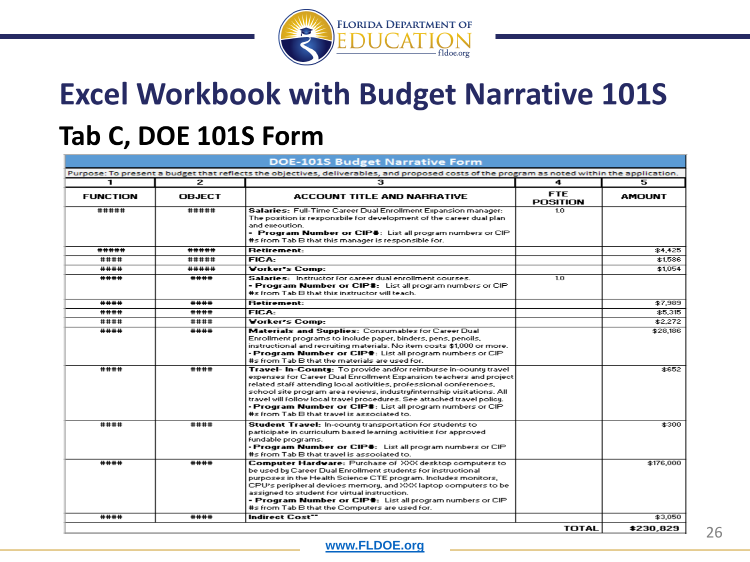# Excel Workbook with Budget Narrative 101S

## Tab C, DOE 101S Form

| DOE-101S Budget Narrative Form | | | | |
|---|---|---|---|---|
| Purpose: To present a budget that reflects the objectives, deliverables, and proposed costs of the program as noted within the application. | | | | |
| 1 | 2 | 3 | 4 | 5 |
| **FUNCTION** | **OBJECT** | **ACCOUNT TITLE AND NARRATIVE** | **FTE POSITION** | **AMOUNT** |
| ##### | ##### | **Salaries:** Full-Time Career Dual Enrollment Expansion manager: The position is responsbile for development of the career dual plan and execution. - **Program Number or CIP#:** List all program numbers or CIP #s from Tab B that this manager is responsible for. | 1.0 | |
| ##### | ##### | **Retirement:** | | $4,425 |
| #### | ##### | **FICA:** | | $1,586 |
| #### | ##### | **Worker's Comp:** | | $1,054 |
| #### | #### | **Salaries:** Instructor for career dual enrollment courses. - **Program Number or CIP#:** List all program numbers or CIP #s from Tab B that this instructor will teach. | 1.0 | |
| #### | #### | **Retirement:** | | $7,989 |
| #### | #### | **FICA:** | | $5,315 |
| #### | #### | **Worker's Comp:** | | $2,272 |
| #### | #### | **Materials and Supplies:** Consumables for Career Dual Enrollment programs to include paper, binders, pens, pencils, instructional and recruiting materials. No item costs $1,000 or more. - **Program Number or CIP#:** List all program numbers or CIP #s from Tab B that the materials are used for. | | $28,186 |
| #### | #### | **Travel- In-County:** To provide and/or reimburse in-county travel expenses for Career Dual Enrollment Expansion teachers and project related staff attending local activities, professional conferences, school site program area reviews, industry/internship visitations. All travel will follow local travel procedures. See attached travel policy. - **Program Number or CIP#:** List all program numbers or CIP #s from Tab B that travel is associated to. | | $652 |
| #### | #### | **Student Travel:** In-county transportation for students to participate in curriculum based learning activities for approved fundable programs. - **Program Number or CIP#:** List all program numbers or CIP #s from Tab B that travel is associated to. | | $300 |
| #### | #### | **Computer Hardware:** Purchase of XXX desktop computers to be used by Career Dual Enrollment students for instructional purposes in the Health Science CTE program. Includes monitors, CPU's peripheral devices memory, and XXX laptop computers to be assigned to student for virtual instruction. - **Program Number or CIP#:** List all program numbers or CIP #s from Tab B that the Computers are used for. | | $176,000 |
| #### | #### | **Indirect Cost\*\*** | | $3,050 |
| | | | **TOTAL** | **$230,829** |

www.FLDOE.org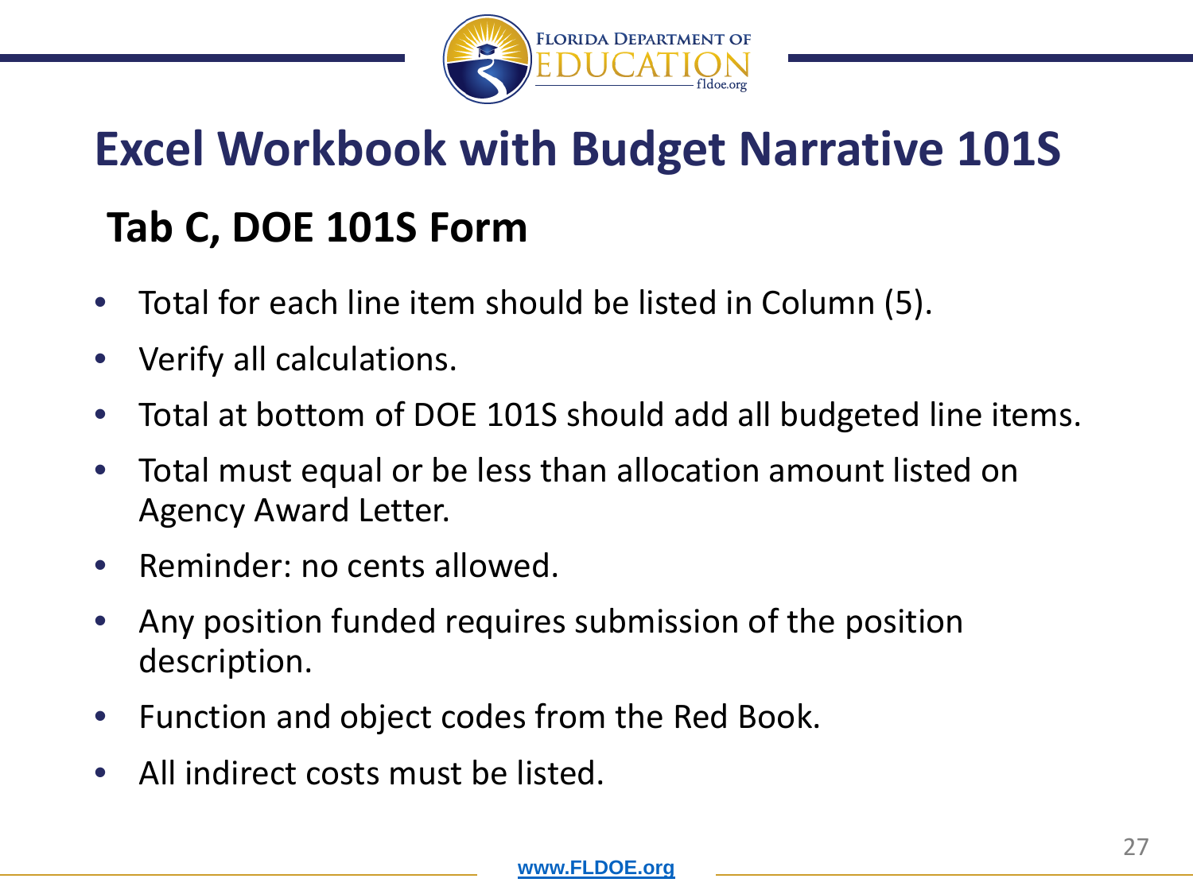# Excel Workbook with Budget Narrative 101S

## Tab C, DOE 101S Form

- Total for each line item should be listed in Column (5).
- Verify all calculations.
- Total at bottom of DOE 101S should add all budgeted line items.
- Total must equal or be less than allocation amount listed on Agency Award Letter.
- Reminder: no cents allowed.
- Any position funded requires submission of the position description.
- Function and object codes from the Red Book.
- All indirect costs must be listed.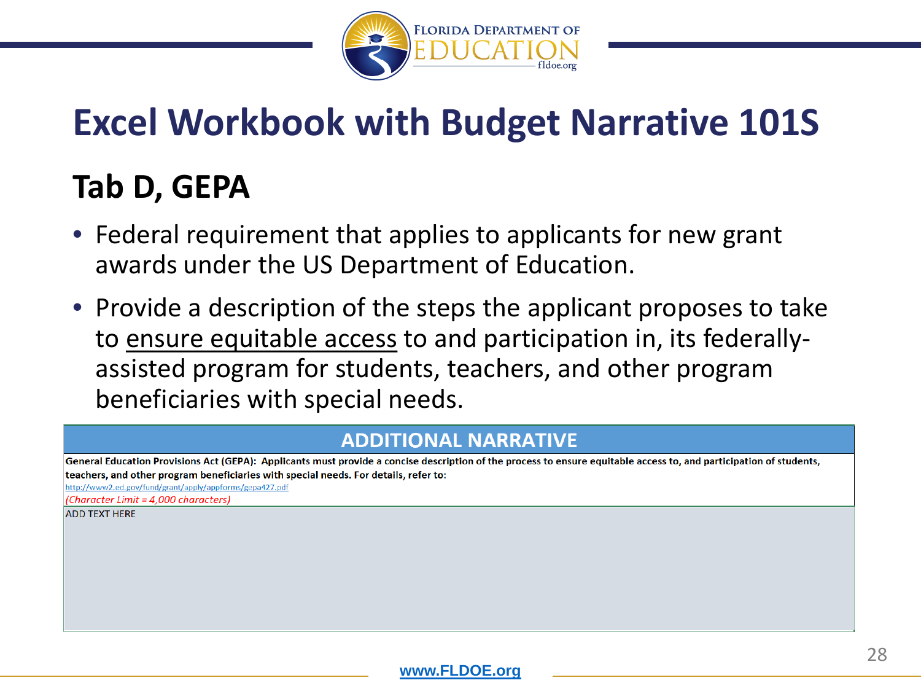# Excel Workbook with Budget Narrative 101S

## Tab D, GEPA

- Federal requirement that applies to applicants for new grant awards under the US Department of Education.
- Provide a description of the steps the applicant proposes to take to ensure equitable access to and participation in, its federally-assisted program for students, teachers, and other program beneficiaries with special needs.

| ADDITIONAL NARRATIVE |
|---|
| **General Education Provisions Act (GEPA): Applicants must provide a concise description of the process to ensure equitable access to, and participation of students, teachers, and other program beneficiaries with special needs. For details, refer to:** http://www2.ed.gov/fund/grant/apply/appforms/gepa427.pdf *(Character Limit = 4,000 characters)* |
| ADD TEXT HERE |

www.FLDOE.org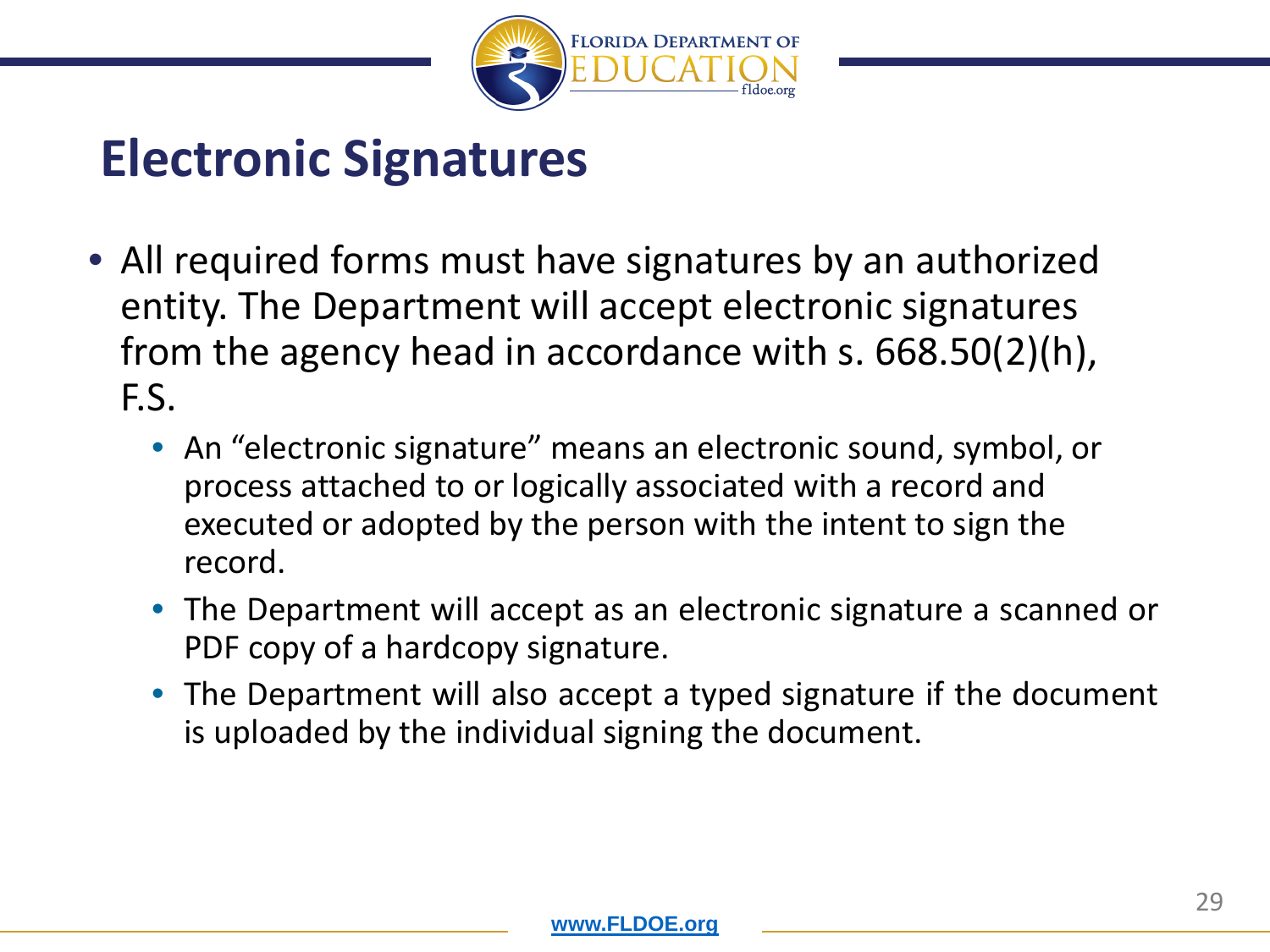# Electronic Signatures

- All required forms must have signatures by an authorized entity. The Department will accept electronic signatures from the agency head in accordance with s. 668.50(2)(h), F.S.
  - An “electronic signature” means an electronic sound, symbol, or process attached to or logically associated with a record and executed or adopted by the person with the intent to sign the record.
  - The Department will accept as an electronic signature a scanned or PDF copy of a hardcopy signature.
  - The Department will also accept a typed signature if the document is uploaded by the individual signing the document.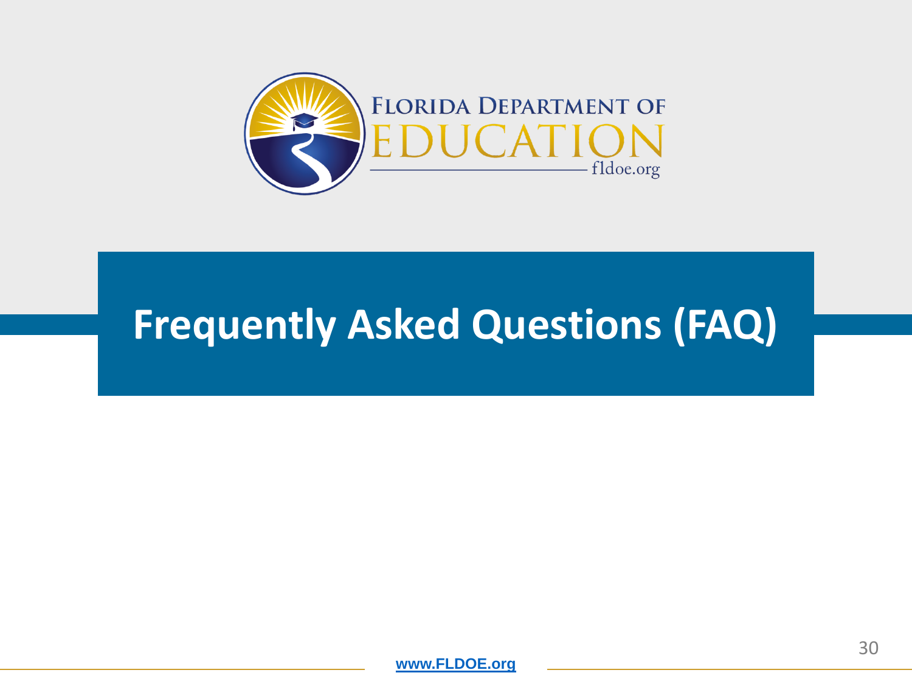# Frequently Asked Questions (FAQ)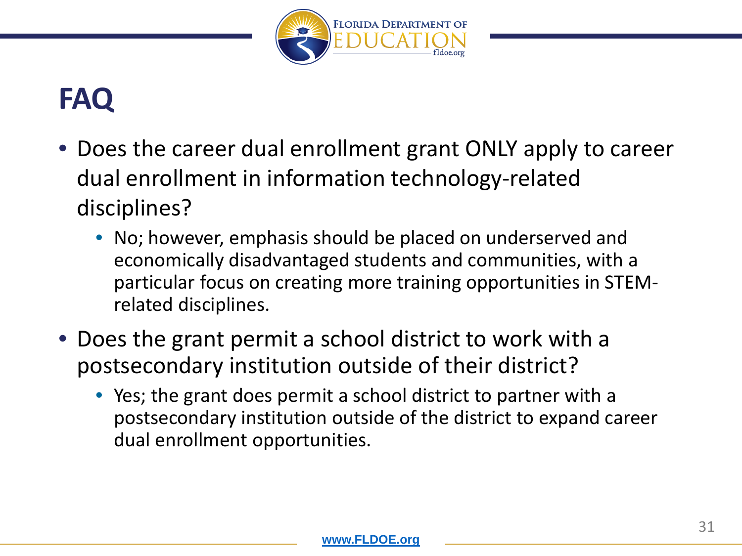# FAQ

- Does the career dual enrollment grant ONLY apply to career dual enrollment in information technology-related disciplines?
  - No; however, emphasis should be placed on underserved and economically disadvantaged students and communities, with a particular focus on creating more training opportunities in STEM-related disciplines.
- Does the grant permit a school district to work with a postsecondary institution outside of their district?
  - Yes; the grant does permit a school district to partner with a postsecondary institution outside of the district to expand career dual enrollment opportunities.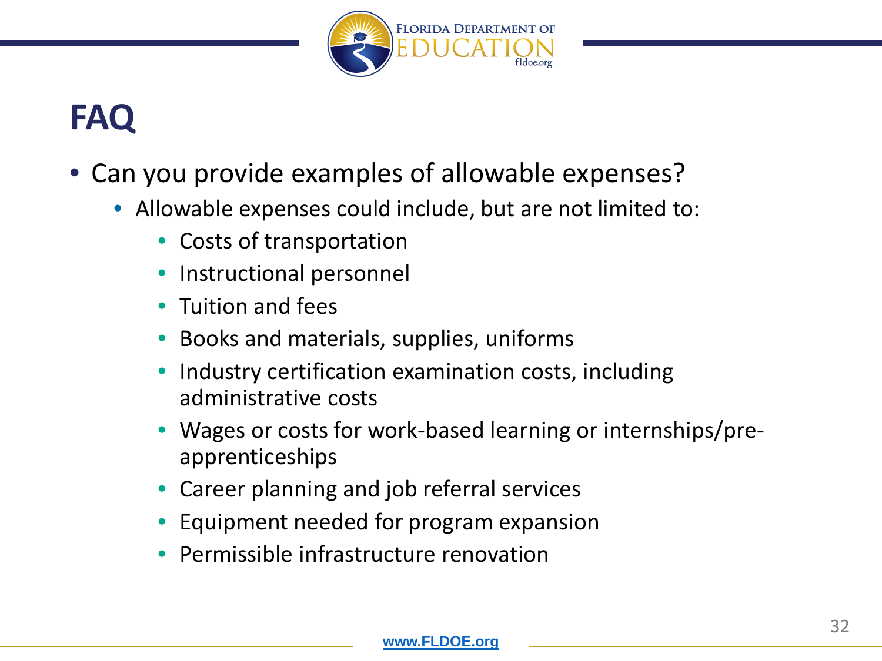# FAQ

- Can you provide examples of allowable expenses?
  - Allowable expenses could include, but are not limited to:
    - Costs of transportation
    - Instructional personnel
    - Tuition and fees
    - Books and materials, supplies, uniforms
    - Industry certification examination costs, including administrative costs
    - Wages or costs for work-based learning or internships/pre-apprenticeships
    - Career planning and job referral services
    - Equipment needed for program expansion
    - Permissible infrastructure renovation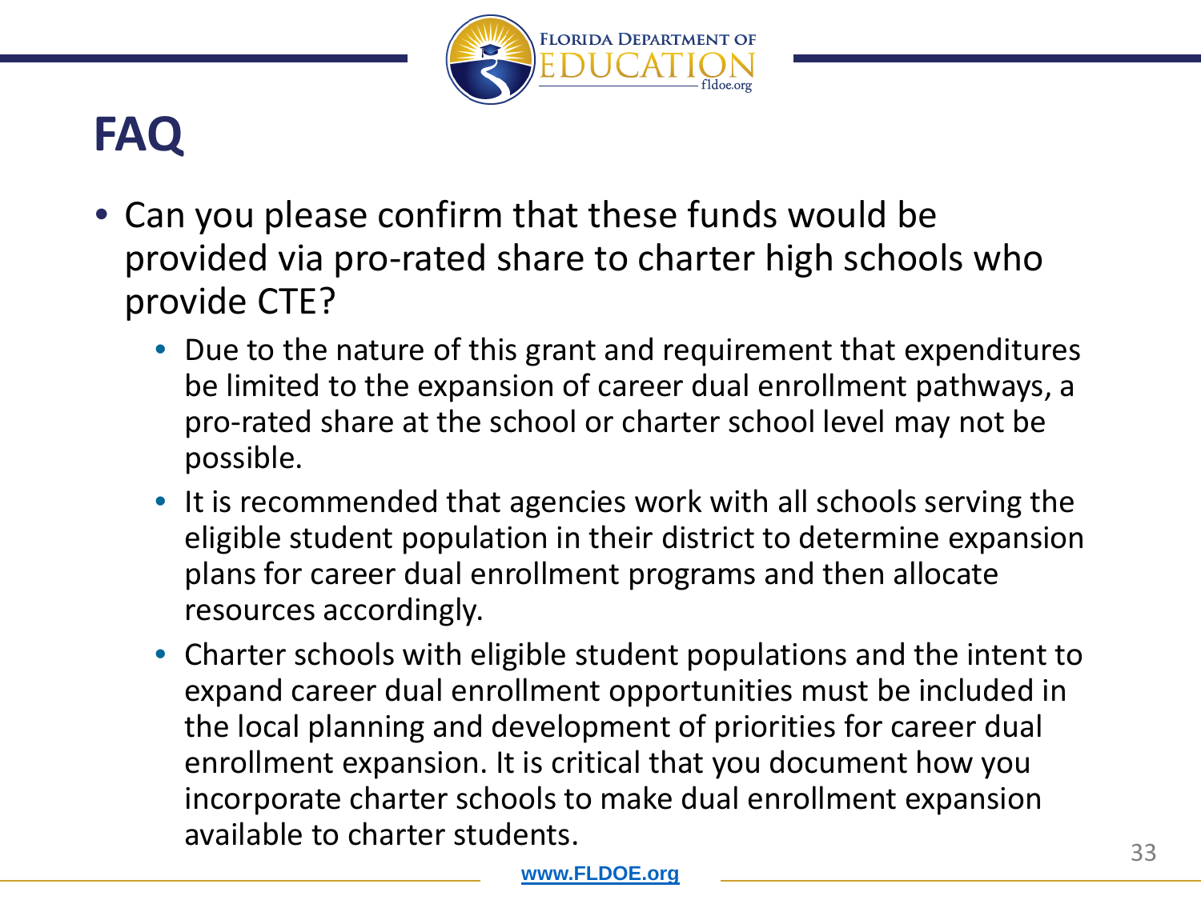# FAQ

- Can you please confirm that these funds would be provided via pro-rated share to charter high schools who provide CTE?
  - Due to the nature of this grant and requirement that expenditures be limited to the expansion of career dual enrollment pathways, a pro-rated share at the school or charter school level may not be possible.
  - It is recommended that agencies work with all schools serving the eligible student population in their district to determine expansion plans for career dual enrollment programs and then allocate resources accordingly.
  - Charter schools with eligible student populations and the intent to expand career dual enrollment opportunities must be included in the local planning and development of priorities for career dual enrollment expansion. It is critical that you document how you incorporate charter schools to make dual enrollment expansion available to charter students.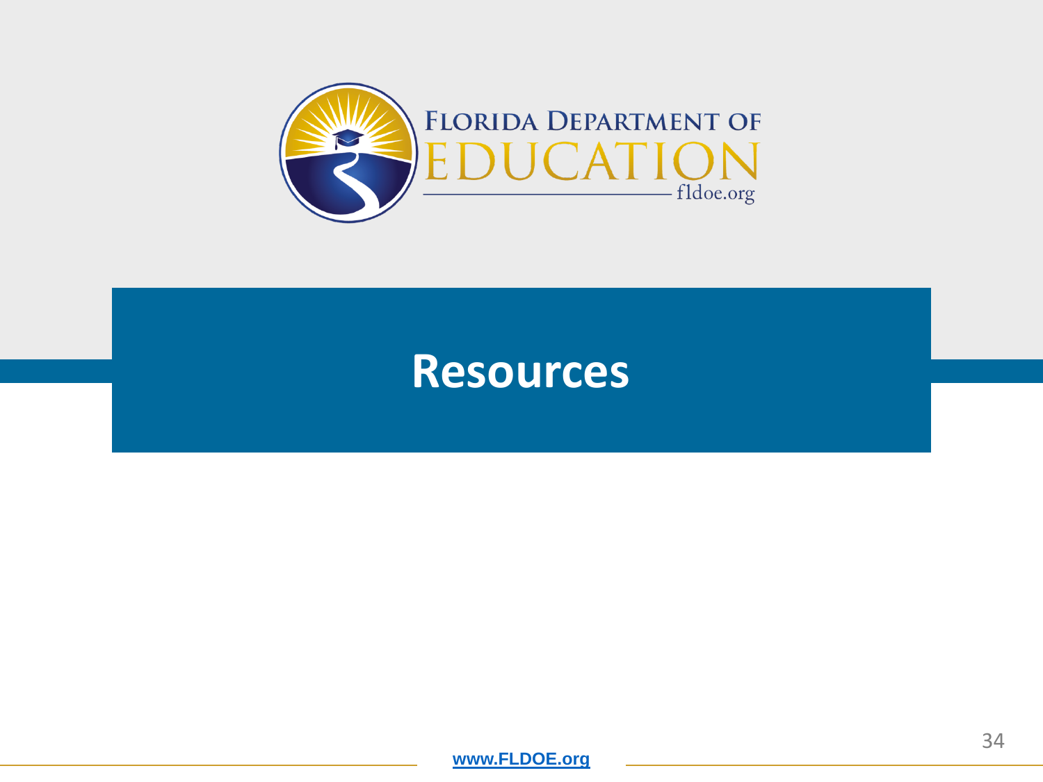# Resources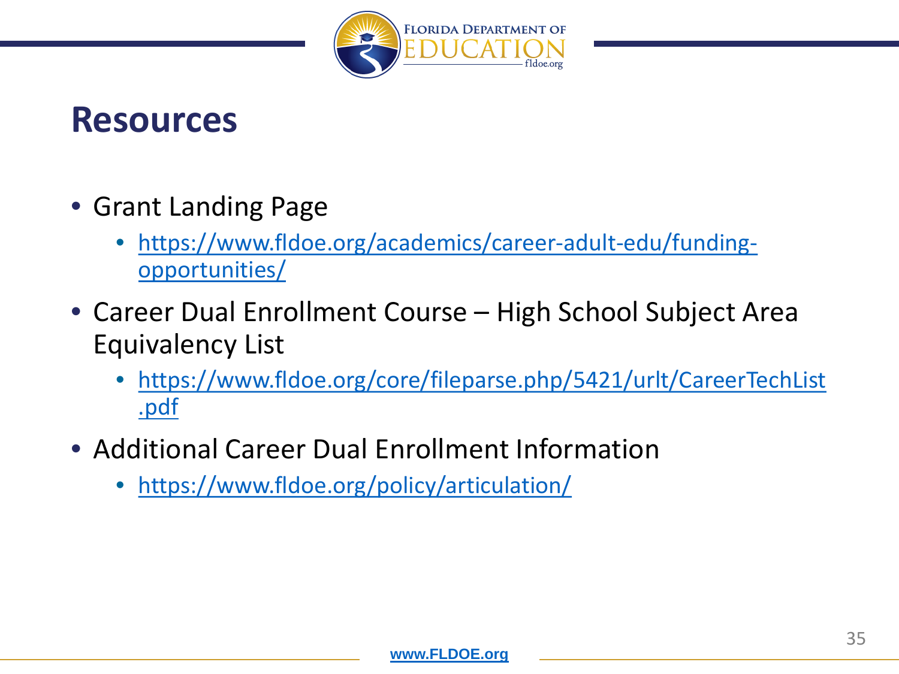# Resources

- Grant Landing Page
  - https://www.fldoe.org/academics/career-adult-edu/funding-opportunities/
- Career Dual Enrollment Course – High School Subject Area Equivalency List
  - https://www.fldoe.org/core/fileparse.php/5421/urlt/CareerTechList.pdf
- Additional Career Dual Enrollment Information
  - https://www.fldoe.org/policy/articulation/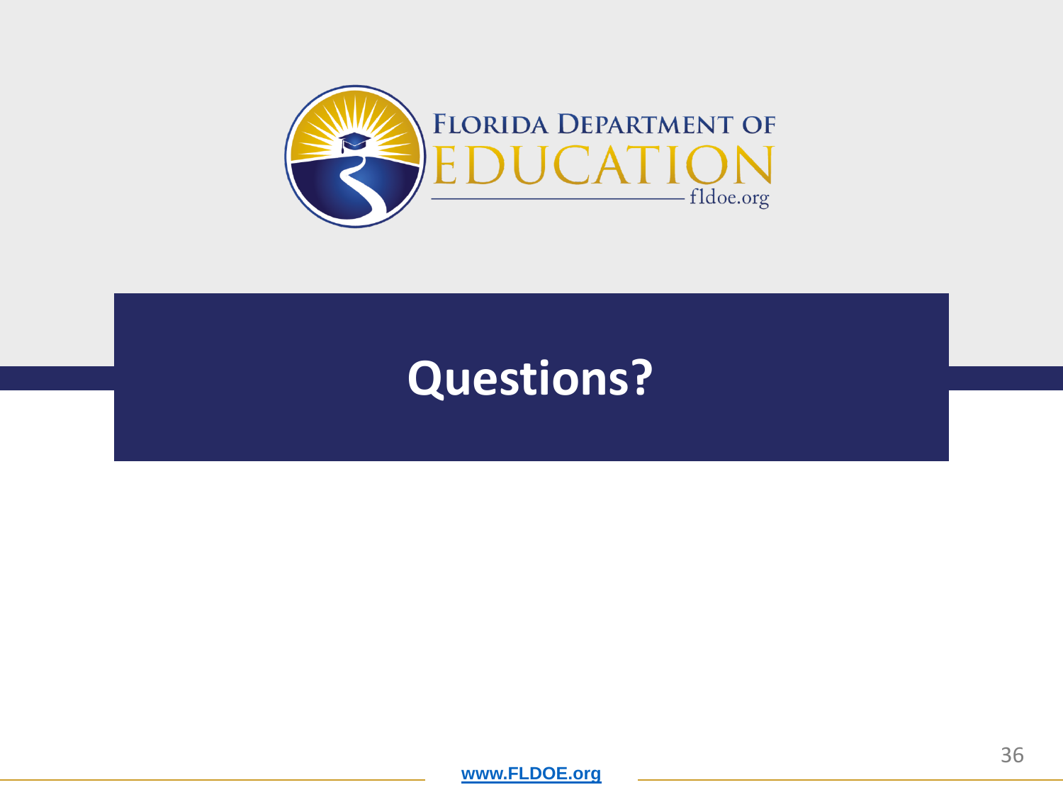# Questions?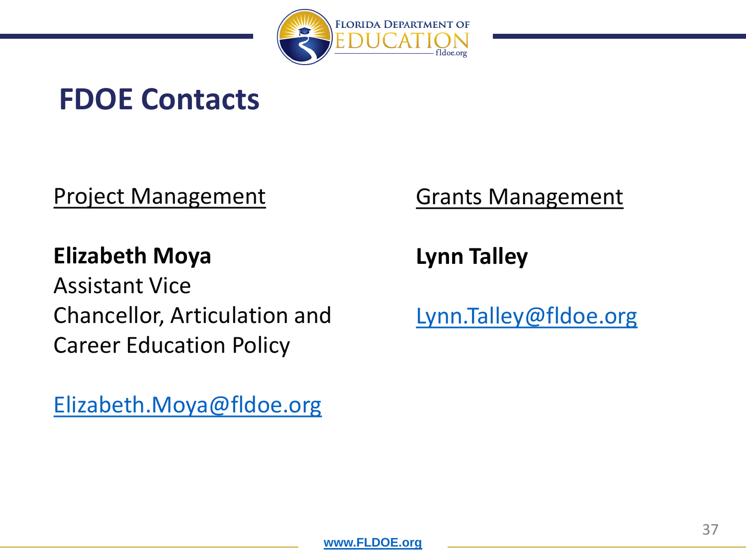# FDOE Contacts

Project Management

**Elizabeth Moya**
Assistant Vice Chancellor, Articulation and Career Education Policy

Elizabeth.Moya@fldoe.org

Grants Management

**Lynn Talley**

Lynn.Talley@fldoe.org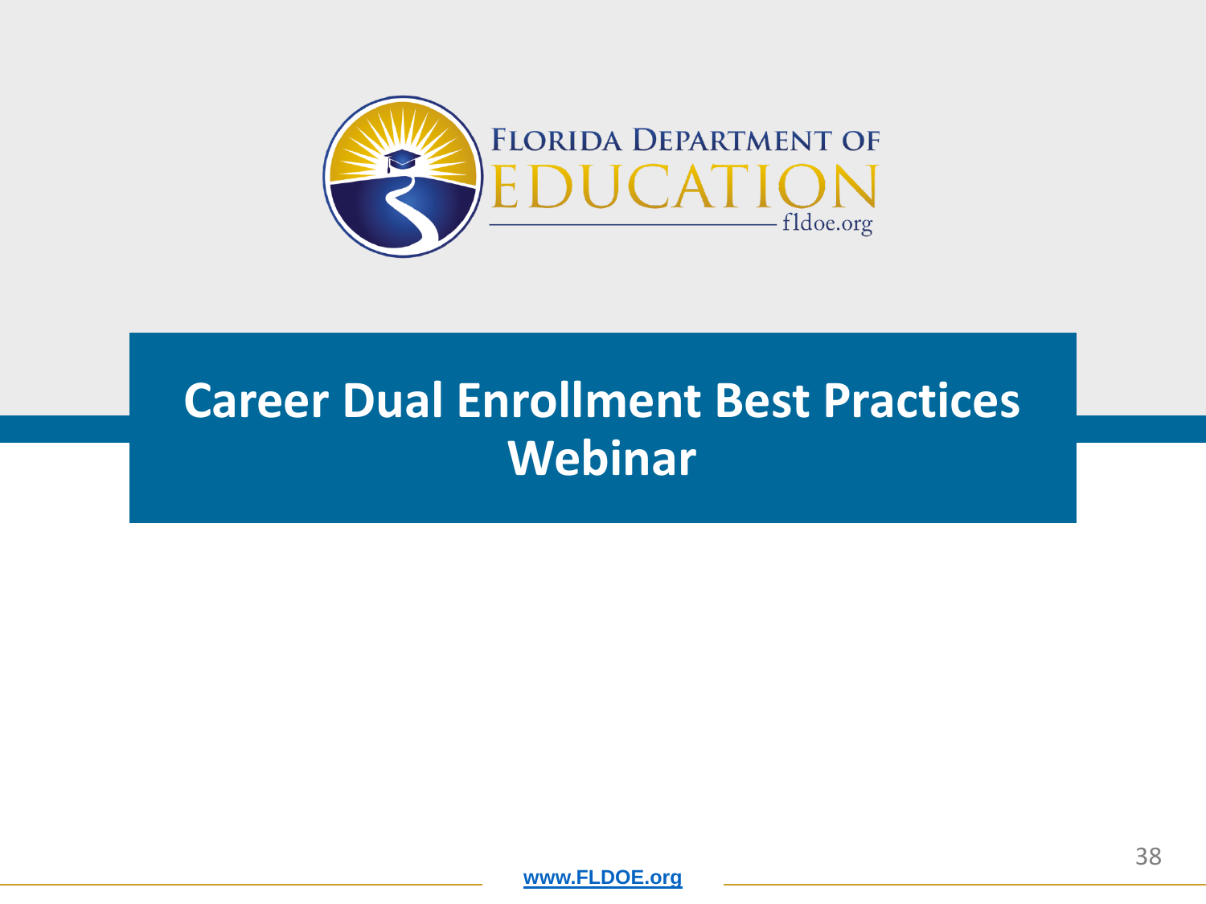FLORIDA DEPARTMENT OF EDUCATION
fldoe.org

# Career Dual Enrollment Best Practices Webinar

www.FLDOE.org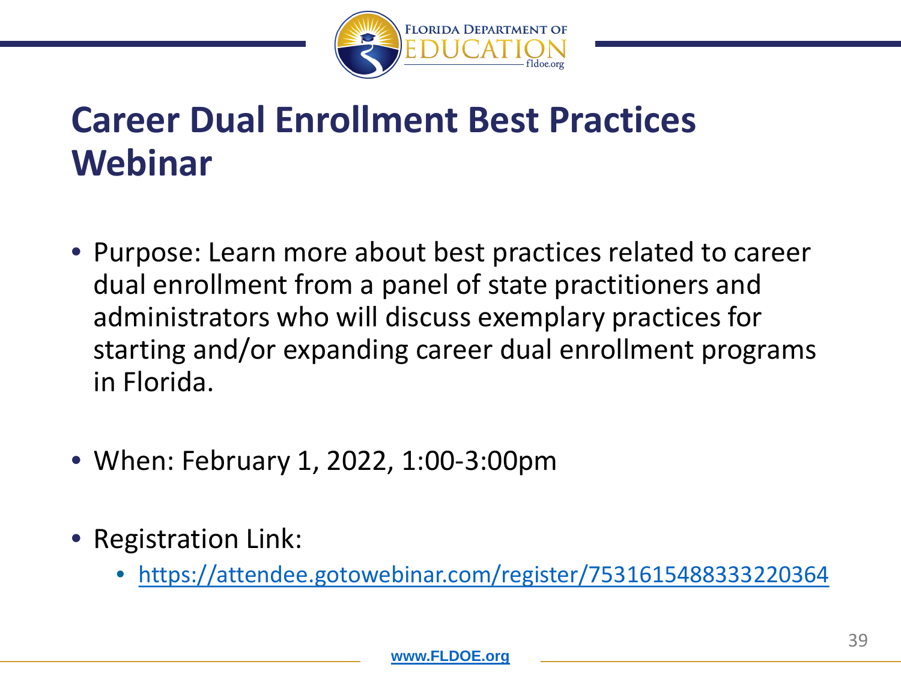# Career Dual Enrollment Best Practices Webinar

- Purpose: Learn more about best practices related to career dual enrollment from a panel of state practitioners and administrators who will discuss exemplary practices for starting and/or expanding career dual enrollment programs in Florida.

- When: February 1, 2022, 1:00-3:00pm

- Registration Link:
  - https://attendee.gotowebinar.com/register/7531615488333220364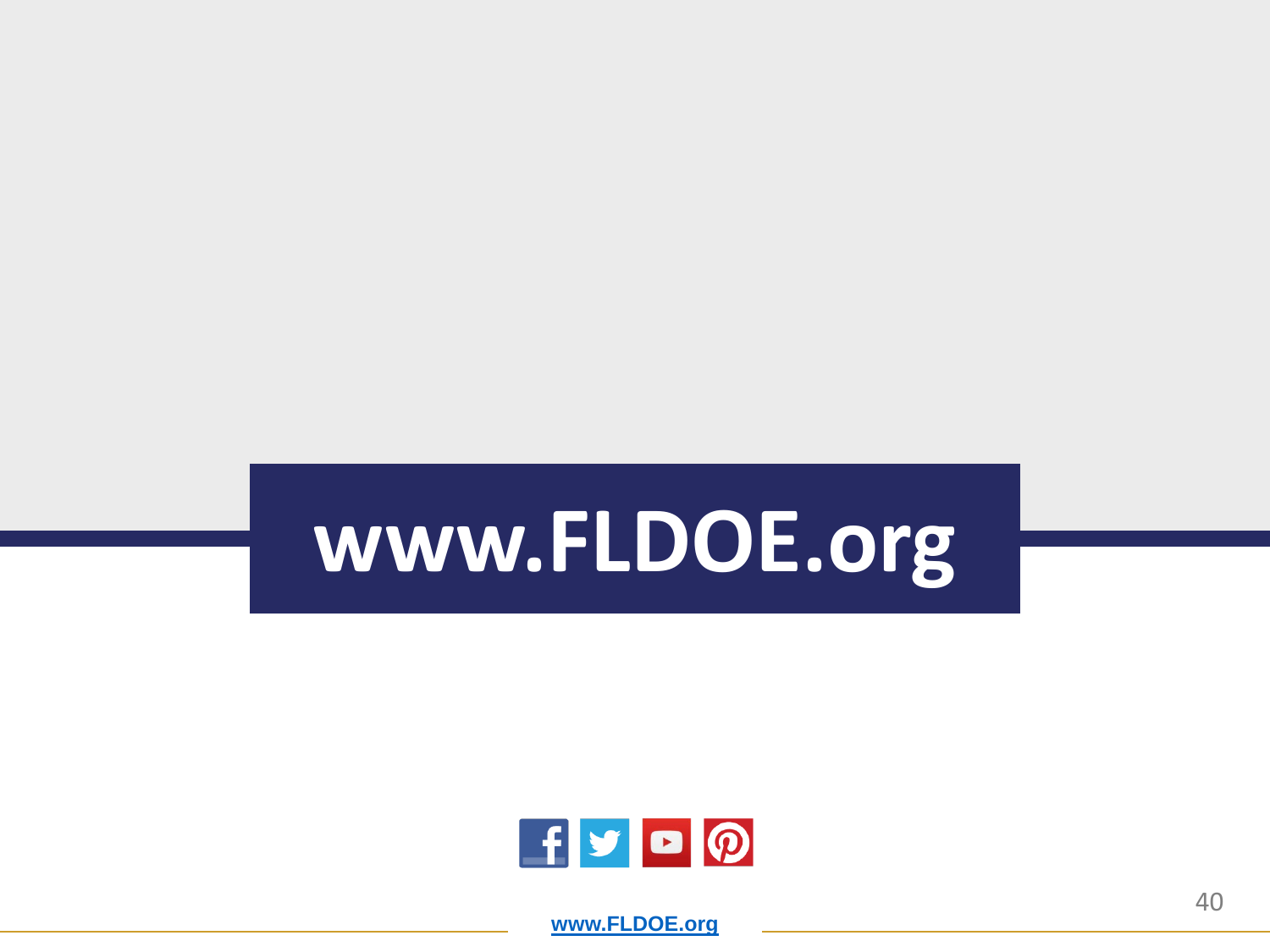# www.FLDOE.org